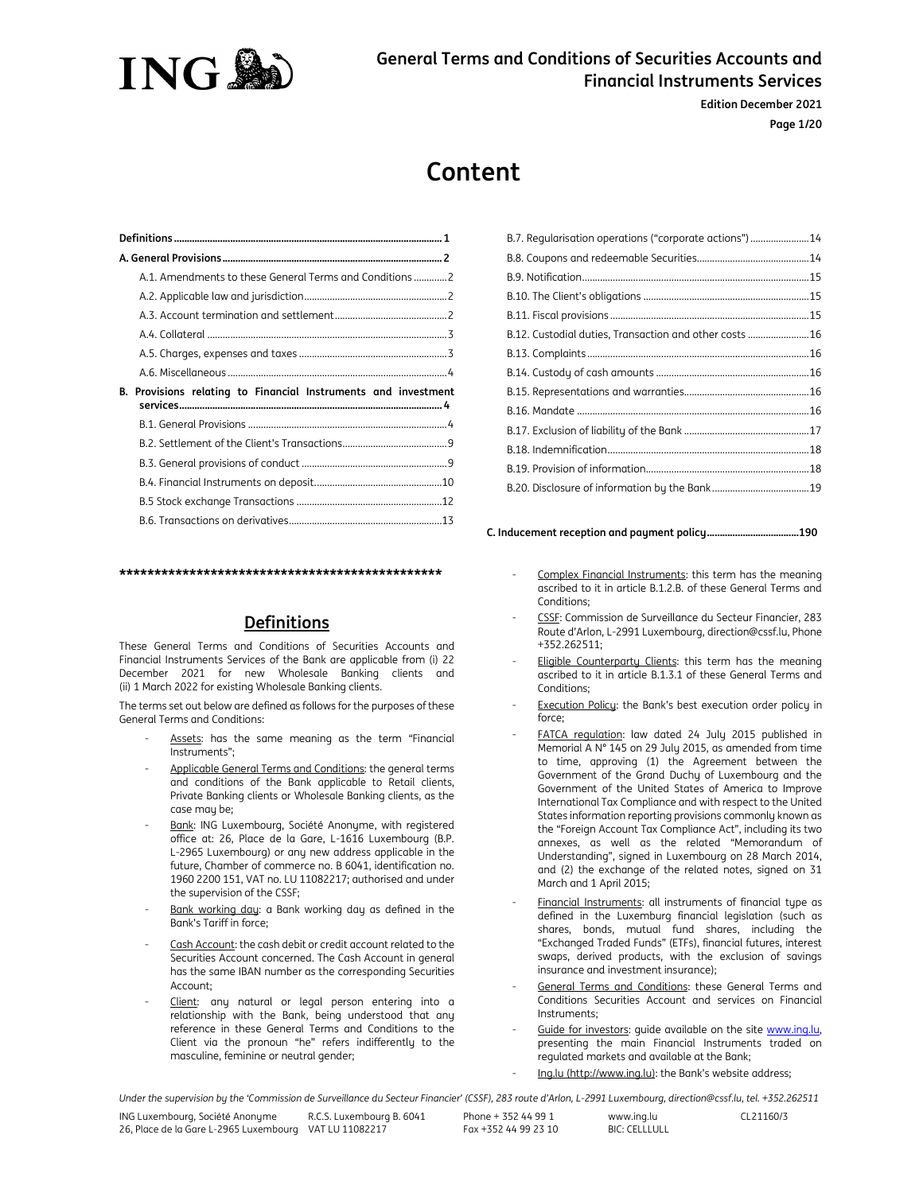# General Terms and Conditions of Securities Accounts and Financial Instruments Services

**Edition December 2021**

# Content

| | |
|---|---|
| **Definitions** | **1** |
| **A. General Provisions** | **2** |
| A.1. Amendments to these General Terms and Conditions | 2 |
| A.2. Applicable law and jurisdiction | 2 |
| A.3. Account termination and settlement | 2 |
| A.4. Collateral | 3 |
| A.5. Charges, expenses and taxes | 3 |
| A.6. Miscellaneous | 4 |
| **B. Provisions relating to Financial Instruments and investment services** | **4** |
| B.1. General Provisions | 4 |
| B.2. Settlement of the Client's Transactions | 9 |
| B.3. General provisions of conduct | 9 |
| B.4. Financial Instruments on deposit | 10 |
| B.5 Stock exchange Transactions | 12 |
| B.6. Transactions on derivatives | 13 |
| B.7. Regularisation operations ("corporate actions") | 14 |
| B.8. Coupons and redeemable Securities | 14 |
| B.9. Notification | 15 |
| B.10. The Client's obligations | 15 |
| B.11. Fiscal provisions | 15 |
| B.12. Custodial duties, Transaction and other costs | 16 |
| B.13. Complaints | 16 |
| B.14. Custody of cash amounts | 16 |
| B.15. Representations and warranties | 16 |
| B.16. Mandate | 16 |
| B.17. Exclusion of liability of the Bank | 17 |
| B.18. Indemnification | 18 |
| B.19. Provision of information | 18 |
| B.20. Disclosure of information by the Bank | 19 |
| **C. Inducement reception and payment policy** | **190** |

**************************************************

## Definitions

These General Terms and Conditions of Securities Accounts and Financial Instruments Services of the Bank are applicable from (i) 22 December 2021 for new Wholesale Banking clients and (ii) 1 March 2022 for existing Wholesale Banking clients.

The terms set out below are defined as follows for the purposes of these General Terms and Conditions:

- Assets: has the same meaning as the term "Financial Instruments";
- Applicable General Terms and Conditions: the general terms and conditions of the Bank applicable to Retail clients, Private Banking clients or Wholesale Banking clients, as the case may be;
- Bank: ING Luxembourg, Société Anonyme, with registered office at: 26, Place de la Gare, L-1616 Luxembourg (B.P. L-2965 Luxembourg) or any new address applicable in the future, Chamber of commerce no. B 6041, identification no. 1960 2200 151, VAT no. LU 11082217; authorised and under the supervision of the CSSF;
- Bank working day: a Bank working day as defined in the Bank's Tariff in force;
- Cash Account: the cash debit or credit account related to the Securities Account concerned. The Cash Account in general has the same IBAN number as the corresponding Securities Account;
- Client: any natural or legal person entering into a relationship with the Bank, being understood that any reference in these General Terms and Conditions to the Client via the pronoun "he" refers indifferently to the masculine, feminine or neutral gender;
- Complex Financial Instruments: this term has the meaning ascribed to it in article B.1.2.B. of these General Terms and Conditions;
- CSSF: Commission de Surveillance du Secteur Financier, 283 Route d'Arlon, L-2991 Luxembourg, direction@cssf.lu, Phone +352.262511;
- Eligible Counterparty Clients: this term has the meaning ascribed to it in article B.1.3.1 of these General Terms and Conditions;
- Execution Policy: the Bank's best execution order policy in force;
- FATCA regulation: law dated 24 July 2015 published in Memorial A N° 145 on 29 July 2015, as amended from time to time, approving (1) the Agreement between the Government of the Grand Duchy of Luxembourg and the Government of the United States of America to Improve International Tax Compliance and with respect to the United States information reporting provisions commonly known as the "Foreign Account Tax Compliance Act", including its two annexes, as well as the related "Memorandum of Understanding", signed in Luxembourg on 28 March 2014, and (2) the exchange of the related notes, signed on 31 March and 1 April 2015;
- Financial Instruments: all instruments of financial type as defined in the Luxemburg financial legislation (such as shares, bonds, mutual fund shares, including the "Exchanged Traded Funds" (ETFs), financial futures, interest swaps, derived products, with the exclusion of savings insurance and investment insurance);
- General Terms and Conditions: these General Terms and Conditions Securities Account and services on Financial Instruments;
- Guide for investors: guide available on the site www.ing.lu, presenting the main Financial Instruments traded on regulated markets and available at the Bank;
- Ing.lu (http://www.ing.lu): the Bank's website address;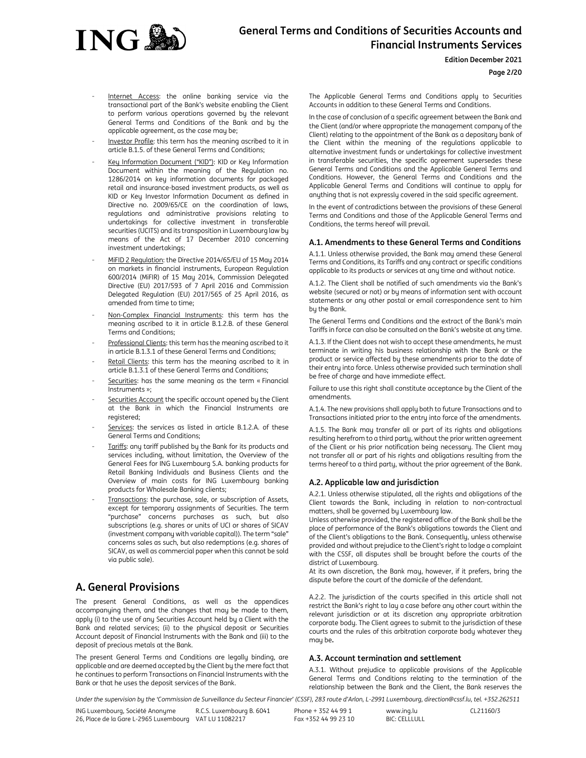- Internet Access: the online banking service via the transactional part of the Bank's website enabling the Client to perform various operations governed by the relevant General Terms and Conditions of the Bank and by the applicable agreement, as the case may be;
- Investor Profile: this term has the meaning ascribed to it in article B.1.5. of these General Terms and Conditions;
- Key Information Document ("KID"): KID or Key Information Document within the meaning of the Regulation no. 1286/2014 on key information documents for packaged retail and insurance-based investment products, as well as KID or Key Investor Information Document as defined in Directive no. 2009/65/CE on the coordination of laws, regulations and administrative provisions relating to undertakings for collective investment in transferable securities (UCITS) and its transposition in Luxembourg law by means of the Act of 17 December 2010 concerning investment undertakings;
- MiFID 2 Regulation: the Directive 2014/65/EU of 15 May 2014 on markets in financial instruments, European Regulation 600/2014 (MiFIR) of 15 May 2014, Commission Delegated Directive (EU) 2017/593 of 7 April 2016 and Commission Delegated Regulation (EU) 2017/565 of 25 April 2016, as amended from time to time;
- Non-Complex Financial Instruments: this term has the meaning ascribed to it in article B.1.2.B. of these General Terms and Conditions;
- Professional Clients: this term has the meaning ascribed to it in article B.1.3.1 of these General Terms and Conditions;
- Retail Clients: this term has the meaning ascribed to it in article B.1.3.1 of these General Terms and Conditions;
- Securities: has the same meaning as the term « Financial Instruments »;
- Securities Account the specific account opened by the Client at the Bank in which the Financial Instruments are registered;
- Services: the services as listed in article B.1.2.A. of these General Terms and Conditions;
- Tariffs: any tariff published by the Bank for its products and services including, without limitation, the Overview of the General Fees for ING Luxembourg S.A. banking products for Retail Banking Individuals and Business Clients and the Overview of main costs for ING Luxembourg banking products for Wholesale Banking clients;
- Transactions: the purchase, sale, or subscription of Assets, except for temporary assignments of Securities. The term "purchase" concerns purchases as such, but also subscriptions (e.g. shares or units of UCI or shares of SICAV (investment company with variable capital)). The term "sale" concerns sales as such, but also redemptions (e.g. shares of SICAV, as well as commercial paper when this cannot be sold via public sale).

# A. General Provisions

The present General Conditions, as well as the appendices accompanying them, and the changes that may be made to them, apply (i) to the use of any Securities Account held by a Client with the Bank and related services; (ii) to the physical deposit or Securities Account deposit of Financial Instruments with the Bank and (iii) to the deposit of precious metals at the Bank.

The present General Terms and Conditions are legally binding, are applicable and are deemed accepted by the Client by the mere fact that he continues to perform Transactions on Financial Instruments with the Bank or that he uses the deposit services of the Bank.

The Applicable General Terms and Conditions apply to Securities Accounts in addition to these General Terms and Conditions.

In the case of conclusion of a specific agreement between the Bank and the Client (and/or where appropriate the management company of the Client) relating to the appointment of the Bank as a depositary bank of the Client within the meaning of the regulations applicable to alternative investment funds or undertakings for collective investment in transferable securities, the specific agreement supersedes these General Terms and Conditions and the Applicable General Terms and Conditions. However, the General Terms and Conditions and the Applicable General Terms and Conditions will continue to apply for anything that is not expressly covered in the said specific agreement.

In the event of contradictions between the provisions of these General Terms and Conditions and those of the Applicable General Terms and Conditions, the terms hereof will prevail.

### A.1. Amendments to these General Terms and Conditions

A.1.1. Unless otherwise provided, the Bank may amend these General Terms and Conditions, its Tariffs and any contract or specific conditions applicable to its products or services at any time and without notice.

A.1.2. The Client shall be notified of such amendments via the Bank's website (secured or not) or by means of information sent with account statements or any other postal or email correspondence sent to him by the Bank.

The General Terms and Conditions and the extract of the Bank's main Tariffs in force can also be consulted on the Bank's website at any time.

A.1.3. If the Client does not wish to accept these amendments, he must terminate in writing his business relationship with the Bank or the product or service affected by these amendments prior to the date of their entry into force. Unless otherwise provided such termination shall be free of charge and have immediate effect.

Failure to use this right shall constitute acceptance by the Client of the amendments.

A.1.4. The new provisions shall apply both to future Transactions and to Transactions initiated prior to the entry into force of the amendments.

A.1.5. The Bank may transfer all or part of its rights and obligations resulting herefrom to a third party, without the prior written agreement of the Client or his prior notification being necessary. The Client may not transfer all or part of his rights and obligations resulting from the terms hereof to a third party, without the prior agreement of the Bank.

### A.2. Applicable law and jurisdiction

A.2.1. Unless otherwise stipulated, all the rights and obligations of the Client towards the Bank, including in relation to non-contractual matters, shall be governed by Luxembourg law.

Unless otherwise provided, the registered office of the Bank shall be the place of performance of the Bank's obligations towards the Client and of the Client's obligations to the Bank. Consequently, unless otherwise provided and without prejudice to the Client's right to lodge a complaint with the CSSF, all disputes shall be brought before the courts of the district of Luxembourg.

At its own discretion, the Bank may, however, if it prefers, bring the dispute before the court of the domicile of the defendant.

A.2.2. The jurisdiction of the courts specified in this article shall not restrict the Bank's right to lay a case before any other court within the relevant jurisdiction or at its discretion any appropriate arbitration corporate body. The Client agrees to submit to the jurisdiction of these courts and the rules of this arbitration corporate body whatever they may be.

### A.3. Account termination and settlement

A.3.1. Without prejudice to applicable provisions of the Applicable General Terms and Conditions relating to the termination of the relationship between the Bank and the Client, the Bank reserves the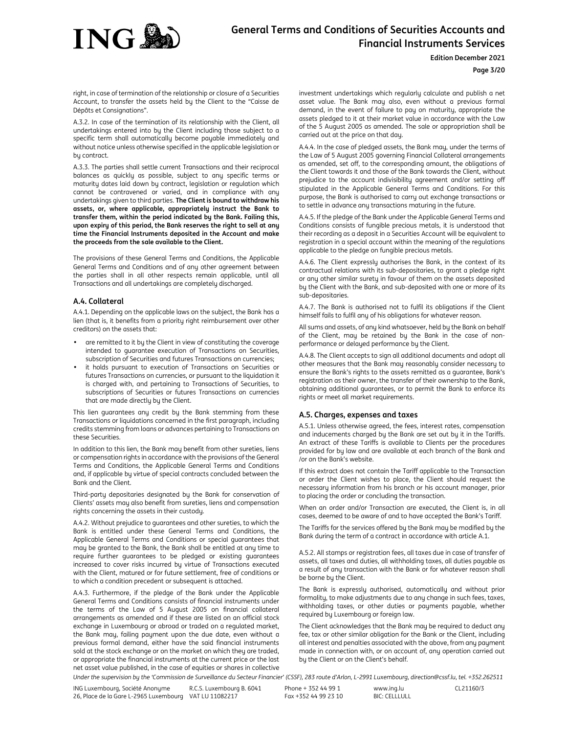right, in case of termination of the relationship or closure of a Securities Account, to transfer the assets held by the Client to the "Caisse de Dépôts et Consignations".

A.3.2. In case of the termination of its relationship with the Client, all undertakings entered into by the Client including those subject to a specific term shall automatically become payable immediately and without notice unless otherwise specified in the applicable legislation or by contract.

A.3.3. The parties shall settle current Transactions and their reciprocal balances as quickly as possible, subject to any specific terms or maturity dates laid down by contract, legislation or regulation which cannot be contravened or varied, and in compliance with any undertakings given to third parties. **The Client is bound to withdraw his assets, or, where applicable, appropriately instruct the Bank to transfer them, within the period indicated by the Bank. Failing this, upon expiry of this period, the Bank reserves the right to sell at any time the Financial Instruments deposited in the Account and make the proceeds from the sale available to the Client.**

The provisions of these General Terms and Conditions, the Applicable General Terms and Conditions and of any other agreement between the parties shall in all other respects remain applicable, until all Transactions and all undertakings are completely discharged.

### A.4. Collateral

A.4.1. Depending on the applicable laws on the subject, the Bank has a lien (that is, it benefits from a priority right reimbursement over other creditors) on the assets that:

- are remitted to it by the Client in view of constituting the coverage intended to guarantee execution of Transactions on Securities, subscription of Securities and futures Transactions on currencies;
- it holds pursuant to execution of Transactions on Securities or futures Transactions on currencies, or pursuant to the liquidation it is charged with, and pertaining to Transactions of Securities, to subscriptions of Securities or futures Transactions on currencies that are made directly by the Client.

This lien guarantees any credit by the Bank stemming from these Transactions or liquidations concerned in the first paragraph, including credits stemming from loans or advances pertaining to Transactions on these Securities.

In addition to this lien, the Bank may benefit from other sureties, liens or compensation rights in accordance with the provisions of the General Terms and Conditions, the Applicable General Terms and Conditions and, if applicable by virtue of special contracts concluded between the Bank and the Client.

Third-party depositaries designated by the Bank for conservation of Clients' assets may also benefit from sureties, liens and compensation rights concerning the assets in their custody.

A.4.2. Without prejudice to guarantees and other sureties, to which the Bank is entitled under these General Terms and Conditions, the Applicable General Terms and Conditions or special guarantees that may be granted to the Bank, the Bank shall be entitled at any time to require further guarantees to be pledged or existing guarantees increased to cover risks incurred by virtue of Transactions executed with the Client, matured or for future settlement, free of conditions or to which a condition precedent or subsequent is attached.

A.4.3. Furthermore, if the pledge of the Bank under the Applicable General Terms and Conditions consists of financial instruments under the terms of the Law of 5 August 2005 on financial collateral arrangements as amended and if these are listed on an official stock exchange in Luxembourg or abroad or traded on a regulated market, the Bank may, failing payment upon the due date, even without a previous formal demand, either have the said financial instruments sold at the stock exchange or on the market on which they are traded, or appropriate the financial instruments at the current price or the last net asset value published, in the case of equities or shares in collective investment undertakings which regularly calculate and publish a net asset value. The Bank may also, even without a previous formal demand, in the event of failure to pay on maturity, appropriate the assets pledged to it at their market value in accordance with the Law of the 5 August 2005 as amended. The sale or appropriation shall be carried out at the price on that day.

A.4.4. In the case of pledged assets, the Bank may, under the terms of the Law of 5 August 2005 governing Financial Collateral arrangements as amended, set off, to the corresponding amount, the obligations of the Client towards it and those of the Bank towards the Client, without prejudice to the account indivisibility agreement and/or setting off stipulated in the Applicable General Terms and Conditions. For this purpose, the Bank is authorised to carry out exchange transactions or to settle in advance any transactions maturing in the future.

A.4.5. If the pledge of the Bank under the Applicable General Terms and Conditions consists of fungible precious metals, it is understood that their recording as a deposit in a Securities Account will be equivalent to registration in a special account within the meaning of the regulations applicable to the pledge on fungible precious metals.

A.4.6. The Client expressly authorises the Bank, in the context of its contractual relations with its sub-depositaries, to grant a pledge right or any other similar surety in favour of them on the assets deposited by the Client with the Bank, and sub-deposited with one or more of its sub-depositaries.

A.4.7. The Bank is authorised not to fulfil its obligations if the Client himself fails to fulfil any of his obligations for whatever reason.

All sums and assets, of any kind whatsoever, held by the Bank on behalf of the Client, may be retained by the Bank in the case of non-performance or delayed performance by the Client.

A.4.8. The Client accepts to sign all additional documents and adopt all other measures that the Bank may reasonably consider necessary to ensure the Bank's rights to the assets remitted as a guarantee, Bank's registration as their owner, the transfer of their ownership to the Bank, obtaining additional guarantees, or to permit the Bank to enforce its rights or meet all market requirements.

### A.5. Charges, expenses and taxes

A.5.1. Unless otherwise agreed, the fees, interest rates, compensation and inducements charged by the Bank are set out by it in the Tariffs. An extract of these Tariffs is available to Clients per the procedures provided for by law and are available at each branch of the Bank and /or on the Bank's website.

If this extract does not contain the Tariff applicable to the Transaction or order the Client wishes to place, the Client should request the necessary information from his branch or his account manager, prior to placing the order or concluding the transaction.

When an order and/or Transaction are executed, the Client is, in all cases, deemed to be aware of and to have accepted the Bank's Tariff.

The Tariffs for the services offered by the Bank may be modified by the Bank during the term of a contract in accordance with article A.1.

A.5.2. All stamps or registration fees, all taxes due in case of transfer of assets, all taxes and duties, all withholding taxes, all duties payable as a result of any transaction with the Bank or for whatever reason shall be borne by the Client.

The Bank is expressly authorised, automatically and without prior formality, to make adjustments due to any change in such fees, taxes, withholding taxes, or other duties or payments payable, whether required by Luxembourg or foreign law.

The Client acknowledges that the Bank may be required to deduct any fee, tax or other similar obligation for the Bank or the Client, including all interest and penalties associated with the above, from any payment made in connection with, or on account of, any operation carried out by the Client or on the Client's behalf.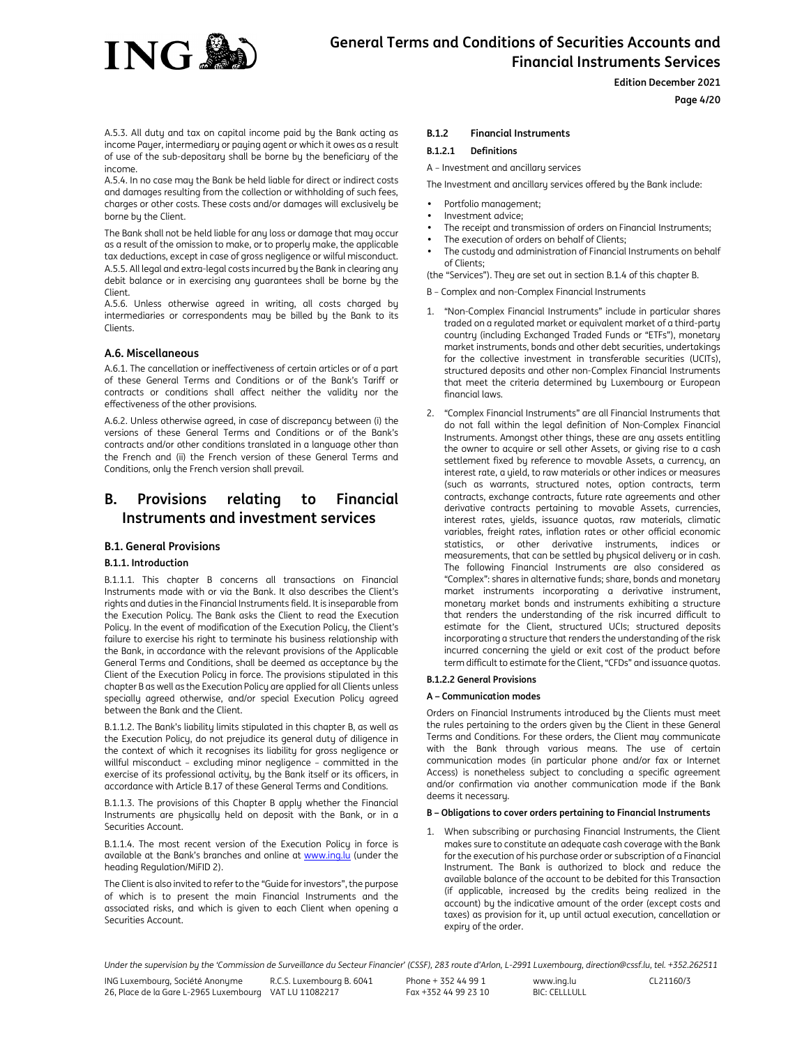A.5.3. All duty and tax on capital income paid by the Bank acting as income Payer, intermediary or paying agent or which it owes as a result of use of the sub-depositary shall be borne by the beneficiary of the income.

A.5.4. In no case may the Bank be held liable for direct or indirect costs and damages resulting from the collection or withholding of such fees, charges or other costs. These costs and/or damages will exclusively be borne by the Client.

The Bank shall not be held liable for any loss or damage that may occur as a result of the omission to make, or to properly make, the applicable tax deductions, except in case of gross negligence or wilful misconduct.

A.5.5. All legal and extra-legal costs incurred by the Bank in clearing any debit balance or in exercising any guarantees shall be borne by the Client.

A.5.6. Unless otherwise agreed in writing, all costs charged by intermediaries or correspondents may be billed by the Bank to its Clients.

### A.6. Miscellaneous

A.6.1. The cancellation or ineffectiveness of certain articles or of a part of these General Terms and Conditions or of the Bank's Tariff or contracts or conditions shall affect neither the validity nor the effectiveness of the other provisions.

A.6.2. Unless otherwise agreed, in case of discrepancy between (i) the versions of these General Terms and Conditions or of the Bank's contracts and/or other conditions translated in a language other than the French and (ii) the French version of these General Terms and Conditions, only the French version shall prevail.

# B. Provisions relating to Financial Instruments and investment services

## B.1. General Provisions

### B.1.1. Introduction

B.1.1.1. This chapter B concerns all transactions on Financial Instruments made with or via the Bank. It also describes the Client's rights and duties in the Financial Instruments field. It is inseparable from the Execution Policy. The Bank asks the Client to read the Execution Policy. In the event of modification of the Execution Policy, the Client's failure to exercise his right to terminate his business relationship with the Bank, in accordance with the relevant provisions of the Applicable General Terms and Conditions, shall be deemed as acceptance by the Client of the Execution Policy in force. The provisions stipulated in this chapter B as well as the Execution Policy are applied for all Clients unless specially agreed otherwise, and/or special Execution Policy agreed between the Bank and the Client.

B.1.1.2. The Bank's liability limits stipulated in this chapter B, as well as the Execution Policy, do not prejudice its general duty of diligence in the context of which it recognises its liability for gross negligence or willful misconduct – excluding minor negligence – committed in the exercise of its professional activity, by the Bank itself or its officers, in accordance with Article B.17 of these General Terms and Conditions.

B.1.1.3. The provisions of this Chapter B apply whether the Financial Instruments are physically held on deposit with the Bank, or in a Securities Account.

B.1.1.4. The most recent version of the Execution Policy in force is available at the Bank's branches and online at www.ing.lu (under the heading Regulation/MiFID 2).

The Client is also invited to refer to the "Guide for investors", the purpose of which is to present the main Financial Instruments and the associated risks, and which is given to each Client when opening a Securities Account.

### B.1.2 Financial Instruments

#### B.1.2.1 Definitions

A – Investment and ancillary services

The Investment and ancillary services offered by the Bank include:

- Portfolio management;
- Investment advice;
- The receipt and transmission of orders on Financial Instruments;
- The execution of orders on behalf of Clients;
- The custody and administration of Financial Instruments on behalf of Clients;

(the "Services"). They are set out in section B.1.4 of this chapter B.

B – Complex and non-Complex Financial Instruments

1. "Non-Complex Financial Instruments" include in particular shares traded on a regulated market or equivalent market of a third-party country (including Exchanged Traded Funds or "ETFs"), monetary market instruments, bonds and other debt securities, undertakings for the collective investment in transferable securities (UCITs), structured deposits and other non-Complex Financial Instruments that meet the criteria determined by Luxembourg or European financial laws.
2. "Complex Financial Instruments" are all Financial Instruments that do not fall within the legal definition of Non-Complex Financial Instruments. Amongst other things, these are any assets entitling the owner to acquire or sell other Assets, or giving rise to a cash settlement fixed by reference to movable Assets, a currency, an interest rate, a yield, to raw materials or other indices or measures (such as warrants, structured notes, option contracts, term contracts, exchange contracts, future rate agreements and other derivative contracts pertaining to movable Assets, currencies, interest rates, yields, issuance quotas, raw materials, climatic variables, freight rates, inflation rates or other official economic statistics, or other derivative instruments, indices or measurements, that can be settled by physical delivery or in cash. The following Financial Instruments are also considered as "Complex": shares in alternative funds; share, bonds and monetary market instruments incorporating a derivative instrument, monetary market bonds and instruments exhibiting a structure that renders the understanding of the risk incurred difficult to estimate for the Client, structured UCIs; structured deposits incorporating a structure that renders the understanding of the risk incurred concerning the yield or exit cost of the product before term difficult to estimate for the Client, "CFDs" and issuance quotas.

#### B.1.2.2 General Provisions

**A – Communication modes**

Orders on Financial Instruments introduced by the Clients must meet the rules pertaining to the orders given by the Client in these General Terms and Conditions. For these orders, the Client may communicate with the Bank through various means. The use of certain communication modes (in particular phone and/or fax or Internet Access) is nonetheless subject to concluding a specific agreement and/or confirmation via another communication mode if the Bank deems it necessary.

**B – Obligations to cover orders pertaining to Financial Instruments**

1. When subscribing or purchasing Financial Instruments, the Client makes sure to constitute an adequate cash coverage with the Bank for the execution of his purchase order or subscription of a Financial Instrument. The Bank is authorized to block and reduce the available balance of the account to be debited for this Transaction (if applicable, increased by the credits being realized in the account) by the indicative amount of the order (except costs and taxes) as provision for it, up until actual execution, cancellation or expiry of the order.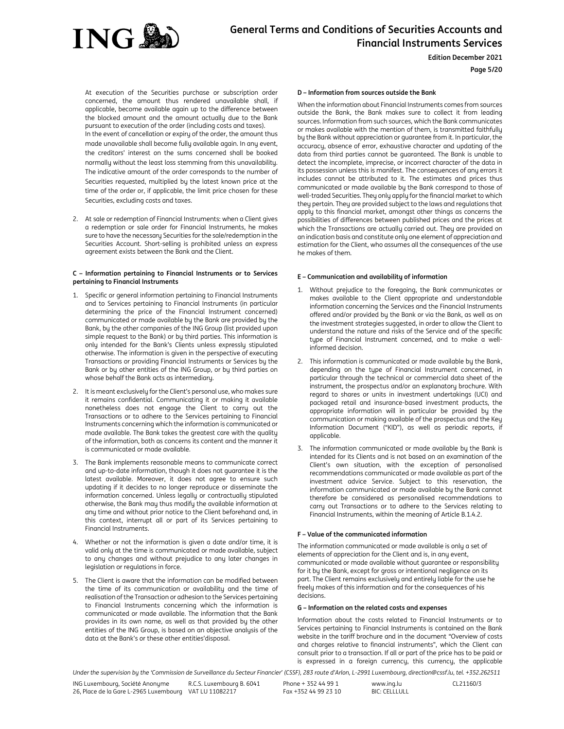At execution of the Securities purchase or subscription order concerned, the amount thus rendered unavailable shall, if applicable, become available again up to the difference between the blocked amount and the amount actually due to the Bank pursuant to execution of the order (including costs and taxes). In the event of cancellation or expiry of the order, the amount thus made unavailable shall become fully available again. In any event, the creditors' interest on the sums concerned shall be booked normally without the least loss stemming from this unavailability. The indicative amount of the order corresponds to the number of Securities requested, multiplied by the latest known price at the time of the order or, if applicable, the limit price chosen for these Securities, excluding costs and taxes.

2. At sale or redemption of Financial Instruments: when a Client gives a redemption or sale order for Financial Instruments, he makes sure to have the necessary Securities for the sale/redemption in the Securities Account. Short-selling is prohibited unless an express agreement exists between the Bank and the Client.

#### C – Information pertaining to Financial Instruments or to Services pertaining to Financial Instruments

1. Specific or general information pertaining to Financial Instruments and to Services pertaining to Financial Instruments (in particular determining the price of the Financial Instrument concerned) communicated or made available by the Bank are provided by the Bank, by the other companies of the ING Group (list provided upon simple request to the Bank) or by third parties. This information is only intended for the Bank's Clients unless expressly stipulated otherwise. The information is given in the perspective of executing Transactions or providing Financial Instruments or Services by the Bank or by other entities of the ING Group, or by third parties on whose behalf the Bank acts as intermediary.
2. It is meant exclusively for the Client's personal use, who makes sure it remains confidential. Communicating it or making it available nonetheless does not engage the Client to carry out the Transactions or to adhere to the Services pertaining to Financial Instruments concerning which the information is communicated or made available. The Bank takes the greatest care with the quality of the information, both as concerns its content and the manner it is communicated or made available.
3. The Bank implements reasonable means to communicate correct and up-to-date information, though it does not guarantee it is the latest available. Moreover, it does not agree to ensure such updating if it decides to no longer reproduce or disseminate the information concerned. Unless legally or contractually stipulated otherwise, the Bank may thus modify the available information at any time and without prior notice to the Client beforehand and, in this context, interrupt all or part of its Services pertaining to Financial Instruments.
4. Whether or not the information is given a date and/or time, it is valid only at the time is communicated or made available, subject to any changes and without prejudice to any later changes in legislation or regulations in force.
5. The Client is aware that the information can be modified between the time of its communication or availability and the time of realisation of the Transaction or adhesion to the Services pertaining to Financial Instruments concerning which the information is communicated or made available. The information that the Bank provides in its own name, as well as that provided by the other entities of the ING Group, is based on an objective analysis of the data at the Bank's or these other entities'disposal.

#### D – Information from sources outside the Bank

When the information about Financial Instruments comes from sources outside the Bank, the Bank makes sure to collect it from leading sources. Information from such sources, which the Bank communicates or makes available with the mention of them, is transmitted faithfully by the Bank without appreciation or guarantee from it. In particular, the accuracy, absence of error, exhaustive character and updating of the data from third parties cannot be guaranteed. The Bank is unable to detect the incomplete, imprecise, or incorrect character of the data in its possession unless this is manifest. The consequences of any errors it includes cannot be attributed to it. The estimates and prices thus communicated or made available by the Bank correspond to those of well-traded Securities. They only apply for the financial market to which they pertain. They are provided subject to the laws and regulations that apply to this financial market, amongst other things as concerns the possibilities of differences between published prices and the prices at which the Transactions are actually carried out. They are provided on an indication basis and constitute only one element of appreciation and estimation for the Client, who assumes all the consequences of the use he makes of them.

#### E – Communication and availability of information

1. Without prejudice to the foregoing, the Bank communicates or makes available to the Client appropriate and understandable information concerning the Services and the Financial Instruments offered and/or provided by the Bank or via the Bank, as well as on the investment strategies suggested, in order to allow the Client to understand the nature and risks of the Service and of the specific type of Financial Instrument concerned, and to make a well-informed decision.
2. This information is communicated or made available by the Bank, depending on the type of Financial Instrument concerned, in particular through the technical or commercial data sheet of the instrument, the prospectus and/or an explanatory brochure. With regard to shares or units in investment undertakings (UCI) and packaged retail and insurance-based investment products, the appropriate information will in particular be provided by the communication or making available of the prospectus and the Key Information Document ("KID"), as well as periodic reports, if applicable.
3. The information communicated or made available by the Bank is intended for its Clients and is not based on an examination of the Client's own situation, with the exception of personalised recommendations communicated or made available as part of the investment advice Service. Subject to this reservation, the information communicated or made available by the Bank cannot therefore be considered as personalised recommendations to carry out Transactions or to adhere to the Services relating to Financial Instruments, within the meaning of Article B.1.4.2.

#### F – Value of the communicated information

The information communicated or made available is only a set of elements of appreciation for the Client and is, in any event, communicated or made available without guarantee or responsibility for it by the Bank, except for gross or intentional negligence on its part. The Client remains exclusively and entirely liable for the use he freely makes of this information and for the consequences of his decisions.

#### G – Information on the related costs and expenses

Information about the costs related to Financial Instruments or to Services pertaining to Financial Instruments is contained on the Bank website in the tariff brochure and in the document "Overview of costs and charges relative to financial instruments", which the Client can consult prior to a transaction. If all or part of the price has to be paid or is expressed in a foreign currency, this currency, the applicable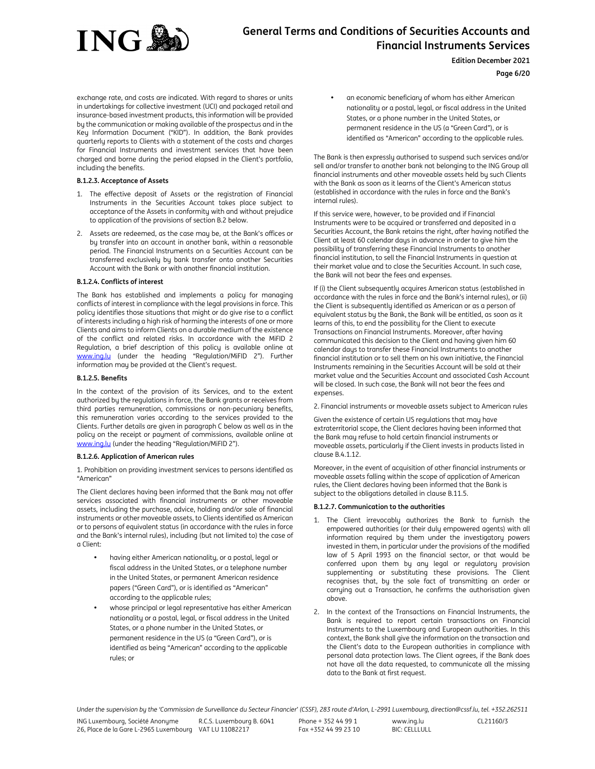exchange rate, and costs are indicated. With regard to shares or units in undertakings for collective investment (UCI) and packaged retail and insurance-based investment products, this information will be provided by the communication or making available of the prospectus and in the Key Information Document ("KID"). In addition, the Bank provides quarterly reports to Clients with a statement of the costs and charges for Financial Instruments and investment services that have been charged and borne during the period elapsed in the Client's portfolio, including the benefits.

#### B.1.2.3. Acceptance of Assets

1. The effective deposit of Assets or the registration of Financial Instruments in the Securities Account takes place subject to acceptance of the Assets in conformity with and without prejudice to application of the provisions of section B.2 below.
2. Assets are redeemed, as the case may be, at the Bank's offices or by transfer into an account in another bank, within a reasonable period. The Financial Instruments on a Securities Account can be transferred exclusively by bank transfer onto another Securities Account with the Bank or with another financial institution.

#### B.1.2.4. Conflicts of interest

The Bank has established and implements a policy for managing conflicts of interest in compliance with the legal provisions in force. This policy identifies those situations that might or do give rise to a conflict of interests including a high risk of harming the interests of one or more Clients and aims to inform Clients on a durable medium of the existence of the conflict and related risks. In accordance with the MiFID 2 Regulation, a brief description of this policy is available online at www.ing.lu (under the heading "Regulation/MiFID 2"). Further information may be provided at the Client's request.

#### B.1.2.5. Benefits

In the context of the provision of its Services, and to the extent authorized by the regulations in force, the Bank grants or receives from third parties remuneration, commissions or non-pecuniary benefits, this remuneration varies according to the services provided to the Clients. Further details are given in paragraph C below as well as in the policy on the receipt or payment of commissions, available online at www.ing.lu (under the heading "Regulation/MiFID 2").

#### B.1.2.6. Application of American rules

1. Prohibition on providing investment services to persons identified as "American"

The Client declares having been informed that the Bank may not offer services associated with financial instruments or other moveable assets, including the purchase, advice, holding and/or sale of financial instruments or other moveable assets, to Clients identified as American or to persons of equivalent status (in accordance with the rules in force and the Bank's internal rules), including (but not limited to) the case of a Client:

- having either American nationality, or a postal, legal or fiscal address in the United States, or a telephone number in the United States, or permanent American residence papers ("Green Card"), or is identified as "American" according to the applicable rules;
- whose principal or legal representative has either American nationality or a postal, legal, or fiscal address in the United States, or a phone number in the United States, or permanent residence in the US (a "Green Card"), or is identified as being "American" according to the applicable rules; or
- an economic beneficiary of whom has either American nationality or a postal, legal, or fiscal address in the United States, or a phone number in the United States, or permanent residence in the US (a "Green Card"), or is identified as "American" according to the applicable rules.

The Bank is then expressly authorised to suspend such services and/or sell and/or transfer to another bank not belonging to the ING Group all financial instruments and other moveable assets held by such Clients with the Bank as soon as it learns of the Client's American status (established in accordance with the rules in force and the Bank's internal rules).

If this service were, however, to be provided and if Financial Instruments were to be acquired or transferred and deposited in a Securities Account, the Bank retains the right, after having notified the Client at least 60 calendar days in advance in order to give him the possibility of transferring these Financial Instruments to another financial institution, to sell the Financial Instruments in question at their market value and to close the Securities Account. In such case, the Bank will not bear the fees and expenses.

If (i) the Client subsequently acquires American status (established in accordance with the rules in force and the Bank's internal rules), or (ii) the Client is subsequently identified as American or as a person of equivalent status by the Bank, the Bank will be entitled, as soon as it learns of this, to end the possibility for the Client to execute Transactions on Financial Instruments. Moreover, after having communicated this decision to the Client and having given him 60 calendar days to transfer these Financial Instruments to another financial institution or to sell them on his own initiative, the Financial Instruments remaining in the Securities Account will be sold at their market value and the Securities Account and associated Cash Account will be closed. In such case, the Bank will not bear the fees and expenses.

2. Financial instruments or moveable assets subject to American rules

Given the existence of certain US regulations that may have extraterritorial scope, the Client declares having been informed that the Bank may refuse to hold certain financial instruments or moveable assets, particularly if the Client invests in products listed in clause B.4.1.12.

Moreover, in the event of acquisition of other financial instruments or moveable assets falling within the scope of application of American rules, the Client declares having been informed that the Bank is subject to the obligations detailed in clause B.11.5.

#### B.1.2.7. Communication to the authorities

1. The Client irrevocably authorizes the Bank to furnish the empowered authorities (or their duly empowered agents) with all information required by them under the investigatory powers invested in them, in particular under the provisions of the modified law of 5 April 1993 on the financial sector, or that would be conferred upon them by any legal or regulatory provision supplementing or substituting these provisions. The Client recognises that, by the sole fact of transmitting an order or carrying out a Transaction, he confirms the authorisation given above.
2. In the context of the Transactions on Financial Instruments, the Bank is required to report certain transactions on Financial Instruments to the Luxembourg and European authorities. In this context, the Bank shall give the information on the transaction and the Client's data to the European authorities in compliance with personal data protection laws. The Client agrees, if the Bank does not have all the data requested, to communicate all the missing data to the Bank at first request.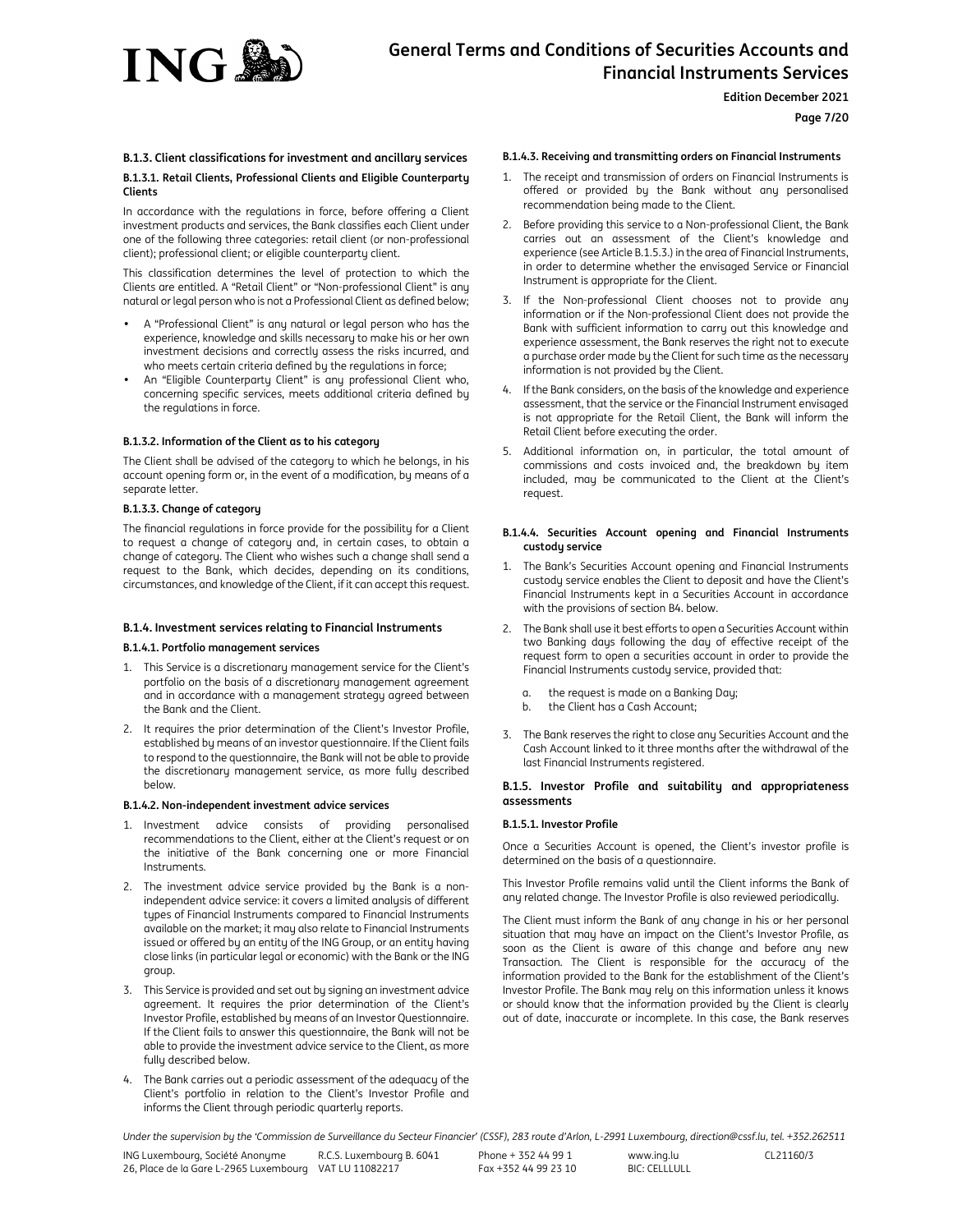### B.1.3. Client classifications for investment and ancillary services

#### B.1.3.1. Retail Clients, Professional Clients and Eligible Counterparty Clients

In accordance with the regulations in force, before offering a Client investment products and services, the Bank classifies each Client under one of the following three categories: retail client (or non-professional client); professional client; or eligible counterparty client.

This classification determines the level of protection to which the Clients are entitled. A "Retail Client" or "Non-professional Client" is any natural or legal person who is not a Professional Client as defined below;

- A "Professional Client" is any natural or legal person who has the experience, knowledge and skills necessary to make his or her own investment decisions and correctly assess the risks incurred, and who meets certain criteria defined by the regulations in force;
- An "Eligible Counterparty Client" is any professional Client who, concerning specific services, meets additional criteria defined by the regulations in force.

#### B.1.3.2. Information of the Client as to his category

The Client shall be advised of the category to which he belongs, in his account opening form or, in the event of a modification, by means of a separate letter.

#### B.1.3.3. Change of category

The financial regulations in force provide for the possibility for a Client to request a change of category and, in certain cases, to obtain a change of category. The Client who wishes such a change shall send a request to the Bank, which decides, depending on its conditions, circumstances, and knowledge of the Client, if it can accept this request.

### B.1.4. Investment services relating to Financial Instruments

#### B.1.4.1. Portfolio management services

1. This Service is a discretionary management service for the Client's portfolio on the basis of a discretionary management agreement and in accordance with a management strategy agreed between the Bank and the Client.
2. It requires the prior determination of the Client's Investor Profile, established by means of an investor questionnaire. If the Client fails to respond to the questionnaire, the Bank will not be able to provide the discretionary management service, as more fully described below.

#### B.1.4.2. Non-independent investment advice services

1. Investment advice consists of providing personalised recommendations to the Client, either at the Client's request or on the initiative of the Bank concerning one or more Financial Instruments.
2. The investment advice service provided by the Bank is a non-independent advice service: it covers a limited analysis of different types of Financial Instruments compared to Financial Instruments available on the market; it may also relate to Financial Instruments issued or offered by an entity of the ING Group, or an entity having close links (in particular legal or economic) with the Bank or the ING group.
3. This Service is provided and set out by signing an investment advice agreement. It requires the prior determination of the Client's Investor Profile, established by means of an Investor Questionnaire. If the Client fails to answer this questionnaire, the Bank will not be able to provide the investment advice service to the Client, as more fully described below.
4. The Bank carries out a periodic assessment of the adequacy of the Client's portfolio in relation to the Client's Investor Profile and informs the Client through periodic quarterly reports.

#### B.1.4.3. Receiving and transmitting orders on Financial Instruments

1. The receipt and transmission of orders on Financial Instruments is offered or provided by the Bank without any personalised recommendation being made to the Client.
2. Before providing this service to a Non-professional Client, the Bank carries out an assessment of the Client's knowledge and experience (see Article B.1.5.3.) in the area of Financial Instruments, in order to determine whether the envisaged Service or Financial Instrument is appropriate for the Client.
3. If the Non-professional Client chooses not to provide any information or if the Non-professional Client does not provide the Bank with sufficient information to carry out this knowledge and experience assessment, the Bank reserves the right not to execute a purchase order made by the Client for such time as the necessary information is not provided by the Client.
4. If the Bank considers, on the basis of the knowledge and experience assessment, that the service or the Financial Instrument envisaged is not appropriate for the Retail Client, the Bank will inform the Retail Client before executing the order.
5. Additional information on, in particular, the total amount of commissions and costs invoiced and, the breakdown by item included, may be communicated to the Client at the Client's request.

#### B.1.4.4. Securities Account opening and Financial Instruments custody service

1. The Bank's Securities Account opening and Financial Instruments custody service enables the Client to deposit and have the Client's Financial Instruments kept in a Securities Account in accordance with the provisions of section B4. below.
2. The Bank shall use it best efforts to open a Securities Account within two Banking days following the day of effective receipt of the request form to open a securities account in order to provide the Financial Instruments custody service, provided that:
   a. the request is made on a Banking Day;
   b. the Client has a Cash Account;
3. The Bank reserves the right to close any Securities Account and the Cash Account linked to it three months after the withdrawal of the last Financial Instruments registered.

### B.1.5. Investor Profile and suitability and appropriateness assessments

#### B.1.5.1. Investor Profile

Once a Securities Account is opened, the Client's investor profile is determined on the basis of a questionnaire.

This Investor Profile remains valid until the Client informs the Bank of any related change. The Investor Profile is also reviewed periodically.

The Client must inform the Bank of any change in his or her personal situation that may have an impact on the Client's Investor Profile, as soon as the Client is aware of this change and before any new Transaction. The Client is responsible for the accuracy of the information provided to the Bank for the establishment of the Client's Investor Profile. The Bank may rely on this information unless it knows or should know that the information provided by the Client is clearly out of date, inaccurate or incomplete. In this case, the Bank reserves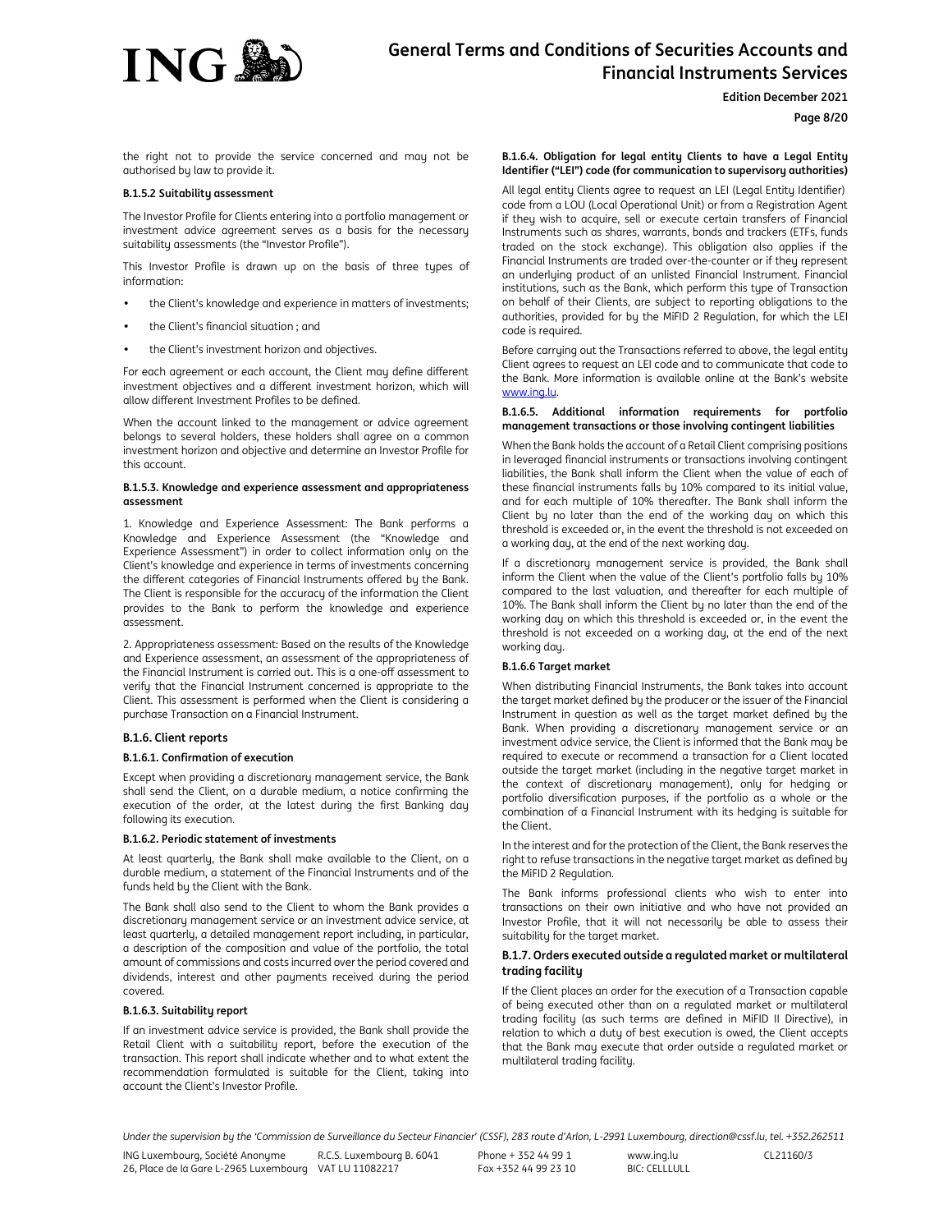the right not to provide the service concerned and may not be authorised by law to provide it.

#### B.1.5.2 Suitability assessment

The Investor Profile for Clients entering into a portfolio management or investment advice agreement serves as a basis for the necessary suitability assessments (the "Investor Profile").

This Investor Profile is drawn up on the basis of three types of information:

- the Client's knowledge and experience in matters of investments;
- the Client's financial situation ; and
- the Client's investment horizon and objectives.

For each agreement or each account, the Client may define different investment objectives and a different investment horizon, which will allow different Investment Profiles to be defined.

When the account linked to the management or advice agreement belongs to several holders, these holders shall agree on a common investment horizon and objective and determine an Investor Profile for this account.

#### B.1.5.3. Knowledge and experience assessment and appropriateness assessment

1. Knowledge and Experience Assessment: The Bank performs a Knowledge and Experience Assessment (the "Knowledge and Experience Assessment") in order to collect information only on the Client's knowledge and experience in terms of investments concerning the different categories of Financial Instruments offered by the Bank. The Client is responsible for the accuracy of the information the Client provides to the Bank to perform the knowledge and experience assessment.

2. Appropriateness assessment: Based on the results of the Knowledge and Experience assessment, an assessment of the appropriateness of the Financial Instrument is carried out. This is a one-off assessment to verify that the Financial Instrument concerned is appropriate to the Client. This assessment is performed when the Client is considering a purchase Transaction on a Financial Instrument.

### B.1.6. Client reports

#### B.1.6.1. Confirmation of execution

Except when providing a discretionary management service, the Bank shall send the Client, on a durable medium, a notice confirming the execution of the order, at the latest during the first Banking day following its execution.

#### B.1.6.2. Periodic statement of investments

At least quarterly, the Bank shall make available to the Client, on a durable medium, a statement of the Financial Instruments and of the funds held by the Client with the Bank.

The Bank shall also send to the Client to whom the Bank provides a discretionary management service or an investment advice service, at least quarterly, a detailed management report including, in particular, a description of the composition and value of the portfolio, the total amount of commissions and costs incurred over the period covered and dividends, interest and other payments received during the period covered.

#### B.1.6.3. Suitability report

If an investment advice service is provided, the Bank shall provide the Retail Client with a suitability report, before the execution of the transaction. This report shall indicate whether and to what extent the recommendation formulated is suitable for the Client, taking into account the Client's Investor Profile.

#### B.1.6.4. Obligation for legal entity Clients to have a Legal Entity Identifier ("LEI") code (for communication to supervisory authorities)

All legal entity Clients agree to request an LEI (Legal Entity Identifier) code from a LOU (Local Operational Unit) or from a Registration Agent if they wish to acquire, sell or execute certain transfers of Financial Instruments such as shares, warrants, bonds and trackers (ETFs, funds traded on the stock exchange). This obligation also applies if the Financial Instruments are traded over-the-counter or if they represent an underlying product of an unlisted Financial Instrument. Financial institutions, such as the Bank, which perform this type of Transaction on behalf of their Clients, are subject to reporting obligations to the authorities, provided for by the MiFID 2 Regulation, for which the LEI code is required.

Before carrying out the Transactions referred to above, the legal entity Client agrees to request an LEI code and to communicate that code to the Bank. More information is available online at the Bank's website www.ing.lu.

#### B.1.6.5. Additional information requirements for portfolio management transactions or those involving contingent liabilities

When the Bank holds the account of a Retail Client comprising positions in leveraged financial instruments or transactions involving contingent liabilities, the Bank shall inform the Client when the value of each of these financial instruments falls by 10% compared to its initial value, and for each multiple of 10% thereafter. The Bank shall inform the Client by no later than the end of the working day on which this threshold is exceeded or, in the event the threshold is not exceeded on a working day, at the end of the next working day.

If a discretionary management service is provided, the Bank shall inform the Client when the value of the Client's portfolio falls by 10% compared to the last valuation, and thereafter for each multiple of 10%. The Bank shall inform the Client by no later than the end of the working day on which this threshold is exceeded or, in the event the threshold is not exceeded on a working day, at the end of the next working day.

#### B.1.6.6 Target market

When distributing Financial Instruments, the Bank takes into account the target market defined by the producer or the issuer of the Financial Instrument in question as well as the target market defined by the Bank. When providing a discretionary management service or an investment advice service, the Client is informed that the Bank may be required to execute or recommend a transaction for a Client located outside the target market (including in the negative target market in the context of discretionary management), only for hedging or portfolio diversification purposes, if the portfolio as a whole or the combination of a Financial Instrument with its hedging is suitable for the Client.

In the interest and for the protection of the Client, the Bank reserves the right to refuse transactions in the negative target market as defined by the MiFID 2 Regulation.

The Bank informs professional clients who wish to enter into transactions on their own initiative and who have not provided an Investor Profile, that it will not necessarily be able to assess their suitability for the target market.

### B.1.7. Orders executed outside a regulated market or multilateral trading facility

If the Client places an order for the execution of a Transaction capable of being executed other than on a regulated market or multilateral trading facility (as such terms are defined in MiFID II Directive), in relation to which a duty of best execution is owed, the Client accepts that the Bank may execute that order outside a regulated market or multilateral trading facility.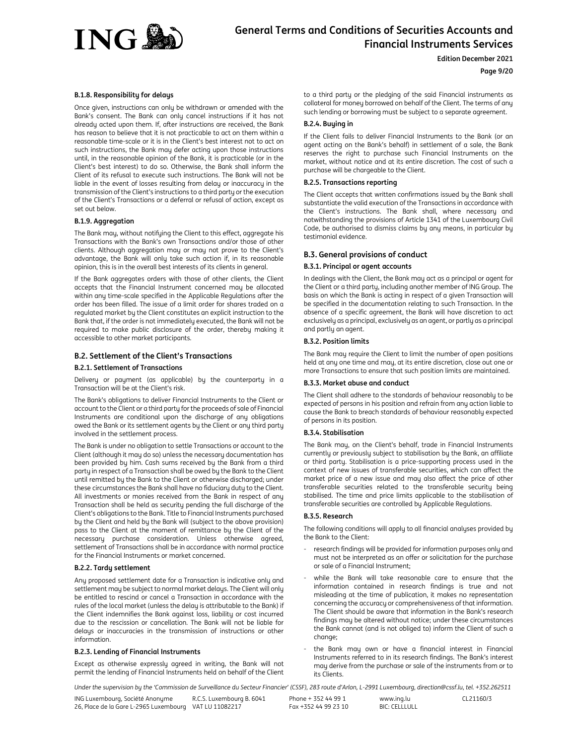#### B.1.8. Responsibility for delays

Once given, instructions can only be withdrawn or amended with the Bank's consent. The Bank can only cancel instructions if it has not already acted upon them. If, after instructions are received, the Bank has reason to believe that it is not practicable to act on them within a reasonable time-scale or it is in the Client's best interest not to act on such instructions, the Bank may defer acting upon those instructions until, in the reasonable opinion of the Bank, it is practicable (or in the Client's best interest) to do so. Otherwise, the Bank shall inform the Client of its refusal to execute such instructions. The Bank will not be liable in the event of losses resulting from delay or inaccuracy in the transmission of the Client's instructions to a third party or the execution of the Client's Transactions or a deferral or refusal of action, except as set out below.

#### B.1.9. Aggregation

The Bank may, without notifying the Client to this effect, aggregate his Transactions with the Bank's own Transactions and/or those of other clients. Although aggregation may or may not prove to the Client's advantage, the Bank will only take such action if, in its reasonable opinion, this is in the overall best interests of its clients in general.

If the Bank aggregates orders with those of other clients, the Client accepts that the Financial Instrument concerned may be allocated within any time-scale specified in the Applicable Regulations after the order has been filled. The issue of a limit order for shares traded on a regulated market by the Client constitutes an explicit instruction to the Bank that, if the order is not immediately executed, the Bank will not be required to make public disclosure of the order, thereby making it accessible to other market participants.

### B.2. Settlement of the Client's Transactions

#### B.2.1. Settlement of Transactions

Delivery or payment (as applicable) by the counterparty in a Transaction will be at the Client's risk.

The Bank's obligations to deliver Financial Instruments to the Client or account to the Client or a third party for the proceeds of sale of Financial Instruments are conditional upon the discharge of any obligations owed the Bank or its settlement agents by the Client or any third party involved in the settlement process.

The Bank is under no obligation to settle Transactions or account to the Client (although it may do so) unless the necessary documentation has been provided by him. Cash sums received by the Bank from a third party in respect of a Transaction shall be owed by the Bank to the Client until remitted by the Bank to the Client or otherwise discharged; under these circumstances the Bank shall have no fiduciary duty to the Client. All investments or monies received from the Bank in respect of any Transaction shall be held as security pending the full discharge of the Client's obligations to the Bank. Title to Financial Instruments purchased by the Client and held by the Bank will (subject to the above provision) pass to the Client at the moment of remittance by the Client of the necessary purchase consideration. Unless otherwise agreed, settlement of Transactions shall be in accordance with normal practice for the Financial Instruments or market concerned.

#### B.2.2. Tardy settlement

Any proposed settlement date for a Transaction is indicative only and settlement may be subject to normal market delays. The Client will only be entitled to rescind or cancel a Transaction in accordance with the rules of the local market (unless the delay is attributable to the Bank) if the Client indemnifies the Bank against loss, liability or cost incurred due to the rescission or cancellation. The Bank will not be liable for delays or inaccuracies in the transmission of instructions or other information.

#### B.2.3. Lending of Financial Instruments

Except as otherwise expressly agreed in writing, the Bank will not permit the lending of Financial Instruments held on behalf of the Client to a third party or the pledging of the said Financial instruments as collateral for money borrowed on behalf of the Client. The terms of any such lending or borrowing must be subject to a separate agreement.

#### B.2.4. Buying in

If the Client fails to deliver Financial Instruments to the Bank (or an agent acting on the Bank's behalf) in settlement of a sale, the Bank reserves the right to purchase such Financial Instruments on the market, without notice and at its entire discretion. The cost of such a purchase will be chargeable to the Client.

#### B.2.5. Transactions reporting

The Client accepts that written confirmations issued by the Bank shall substantiate the valid execution of the Transactions in accordance with the Client's instructions. The Bank shall, where necessary and notwithstanding the provisions of Article 1341 of the Luxembourg Civil Code, be authorised to dismiss claims by any means, in particular by testimonial evidence.

### B.3. General provisions of conduct

#### B.3.1. Principal or agent accounts

In dealings with the Client, the Bank may act as a principal or agent for the Client or a third party, including another member of ING Group. The basis on which the Bank is acting in respect of a given Transaction will be specified in the documentation relating to such Transaction. In the absence of a specific agreement, the Bank will have discretion to act exclusively as a principal, exclusively as an agent, or partly as a principal and partly an agent.

#### B.3.2. Position limits

The Bank may require the Client to limit the number of open positions held at any one time and may, at its entire discretion, close out one or more Transactions to ensure that such position limits are maintained.

#### B.3.3. Market abuse and conduct

The Client shall adhere to the standards of behaviour reasonably to be expected of persons in his position and refrain from any action liable to cause the Bank to breach standards of behaviour reasonably expected of persons in its position.

#### B.3.4. Stabilisation

The Bank may, on the Client's behalf, trade in Financial Instruments currently or previously subject to stabilisation by the Bank, an affiliate or third party. Stabilisation is a price-supporting process used in the context of new issues of transferable securities, which can affect the market price of a new issue and may also affect the price of other transferable securities related to the transferable security being stabilised. The time and price limits applicable to the stabilisation of transferable securities are controlled by Applicable Regulations.

#### B.3.5. Research

The following conditions will apply to all financial analyses provided by the Bank to the Client:

- research findings will be provided for information purposes only and must not be interpreted as an offer or solicitation for the purchase or sale of a Financial Instrument;
- while the Bank will take reasonable care to ensure that the information contained in research findings is true and not misleading at the time of publication, it makes no representation concerning the accuracy or comprehensiveness of that information. The Client should be aware that information in the Bank's research findings may be altered without notice; under these circumstances the Bank cannot (and is not obliged to) inform the Client of such a change;
- the Bank may own or have a financial interest in Financial Instruments referred to in its research findings. The Bank's interest may derive from the purchase or sale of the instruments from or to its Clients.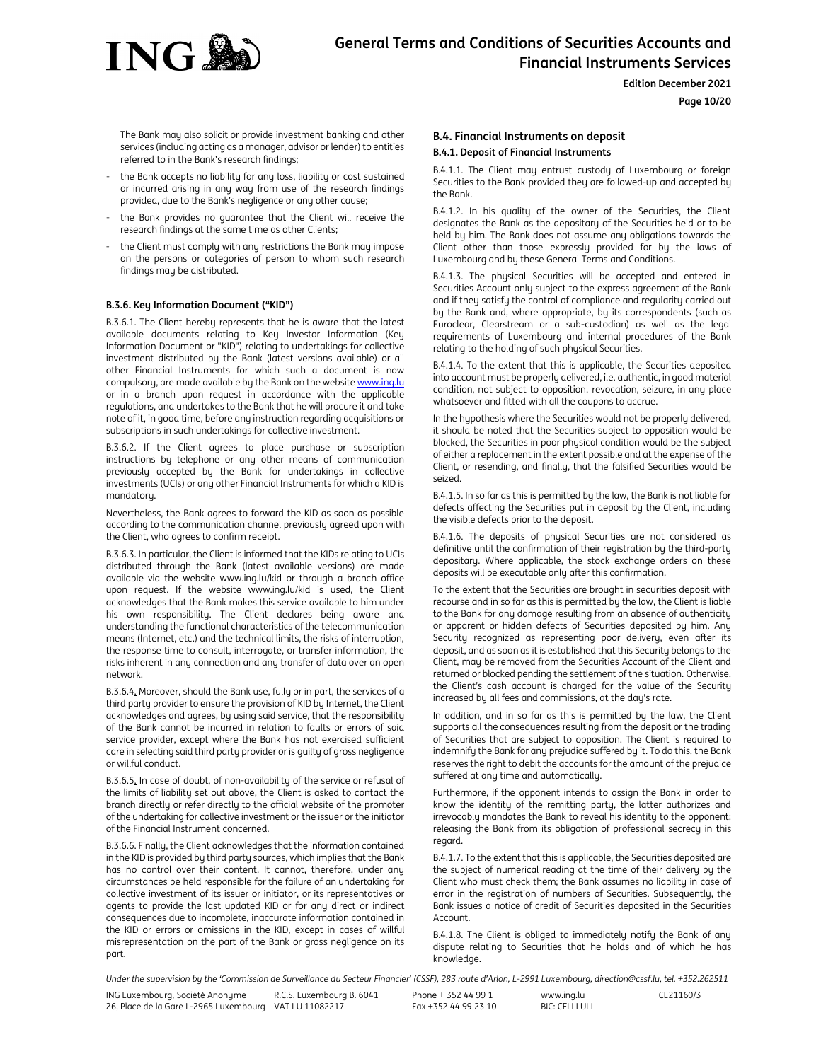The Bank may also solicit or provide investment banking and other services (including acting as a manager, advisor or lender) to entities referred to in the Bank's research findings;

- the Bank accepts no liability for any loss, liability or cost sustained or incurred arising in any way from use of the research findings provided, due to the Bank's negligence or any other cause;
- the Bank provides no guarantee that the Client will receive the research findings at the same time as other Clients;
- the Client must comply with any restrictions the Bank may impose on the persons or categories of person to whom such research findings may be distributed.

#### B.3.6. Key Information Document ("KID")

B.3.6.1. The Client hereby represents that he is aware that the latest available documents relating to Key Investor Information (Key Information Document or "KID") relating to undertakings for collective investment distributed by the Bank (latest versions available) or all other Financial Instruments for which such a document is now compulsory, are made available by the Bank on the website www.ing.lu or in a branch upon request in accordance with the applicable regulations, and undertakes to the Bank that he will procure it and take note of it, in good time, before any instruction regarding acquisitions or subscriptions in such undertakings for collective investment.

B.3.6.2. If the Client agrees to place purchase or subscription instructions by telephone or any other means of communication previously accepted by the Bank for undertakings in collective investments (UCIs) or any other Financial Instruments for which a KID is mandatory.

Nevertheless, the Bank agrees to forward the KID as soon as possible according to the communication channel previously agreed upon with the Client, who agrees to confirm receipt.

B.3.6.3. In particular, the Client is informed that the KIDs relating to UCIs distributed through the Bank (latest available versions) are made available via the website www.ing.lu/kid or through a branch office upon request. If the website www.ing.lu/kid is used, the Client acknowledges that the Bank makes this service available to him under his own responsibility. The Client declares being aware and understanding the functional characteristics of the telecommunication means (Internet, etc.) and the technical limits, the risks of interruption, the response time to consult, interrogate, or transfer information, the risks inherent in any connection and any transfer of data over an open network.

B.3.6.4. Moreover, should the Bank use, fully or in part, the services of a third party provider to ensure the provision of KID by Internet, the Client acknowledges and agrees, by using said service, that the responsibility of the Bank cannot be incurred in relation to faults or errors of said service provider, except where the Bank has not exercised sufficient care in selecting said third party provider or is guilty of gross negligence or willful conduct.

B.3.6.5. In case of doubt, of non-availability of the service or refusal of the limits of liability set out above, the Client is asked to contact the branch directly or refer directly to the official website of the promoter of the undertaking for collective investment or the issuer or the initiator of the Financial Instrument concerned.

B.3.6.6. Finally, the Client acknowledges that the information contained in the KID is provided by third party sources, which implies that the Bank has no control over their content. It cannot, therefore, under any circumstances be held responsible for the failure of an undertaking for collective investment of its issuer or initiator, or its representatives or agents to provide the last updated KID or for any direct or indirect consequences due to incomplete, inaccurate information contained in the KID or errors or omissions in the KID, except in cases of willful misrepresentation on the part of the Bank or gross negligence on its part.

### B.4. Financial Instruments on deposit

#### B.4.1. Deposit of Financial Instruments

B.4.1.1. The Client may entrust custody of Luxembourg or foreign Securities to the Bank provided they are followed-up and accepted by the Bank.

B.4.1.2. In his quality of the owner of the Securities, the Client designates the Bank as the depositary of the Securities held or to be held by him. The Bank does not assume any obligations towards the Client other than those expressly provided for by the laws of Luxembourg and by these General Terms and Conditions.

B.4.1.3. The physical Securities will be accepted and entered in Securities Account only subject to the express agreement of the Bank and if they satisfy the control of compliance and regularity carried out by the Bank and, where appropriate, by its correspondents (such as Euroclear, Clearstream or a sub-custodian) as well as the legal requirements of Luxembourg and internal procedures of the Bank relating to the holding of such physical Securities.

B.4.1.4. To the extent that this is applicable, the Securities deposited into account must be properly delivered, i.e. authentic, in good material condition, not subject to opposition, revocation, seizure, in any place whatsoever and fitted with all the coupons to accrue.

In the hypothesis where the Securities would not be properly delivered, it should be noted that the Securities subject to opposition would be blocked, the Securities in poor physical condition would be the subject of either a replacement in the extent possible and at the expense of the Client, or resending, and finally, that the falsified Securities would be seized.

B.4.1.5. In so far as this is permitted by the law, the Bank is not liable for defects affecting the Securities put in deposit by the Client, including the visible defects prior to the deposit.

B.4.1.6. The deposits of physical Securities are not considered as definitive until the confirmation of their registration by the third-party depositary. Where applicable, the stock exchange orders on these deposits will be executable only after this confirmation.

To the extent that the Securities are brought in securities deposit with recourse and in so far as this is permitted by the law, the Client is liable to the Bank for any damage resulting from an absence of authenticity or apparent or hidden defects of Securities deposited by him. Any Security recognized as representing poor delivery, even after its deposit, and as soon as it is established that this Security belongs to the Client, may be removed from the Securities Account of the Client and returned or blocked pending the settlement of the situation. Otherwise, the Client's cash account is charged for the value of the Security increased by all fees and commissions, at the day's rate.

In addition, and in so far as this is permitted by the law, the Client supports all the consequences resulting from the deposit or the trading of Securities that are subject to opposition. The Client is required to indemnify the Bank for any prejudice suffered by it. To do this, the Bank reserves the right to debit the accounts for the amount of the prejudice suffered at any time and automatically.

Furthermore, if the opponent intends to assign the Bank in order to know the identity of the remitting party, the latter authorizes and irrevocably mandates the Bank to reveal his identity to the opponent; releasing the Bank from its obligation of professional secrecy in this regard.

B.4.1.7. To the extent that this is applicable, the Securities deposited are the subject of numerical reading at the time of their delivery by the Client who must check them; the Bank assumes no liability in case of error in the registration of numbers of Securities. Subsequently, the Bank issues a notice of credit of Securities deposited in the Securities Account.

B.4.1.8. The Client is obliged to immediately notify the Bank of any dispute relating to Securities that he holds and of which he has knowledge.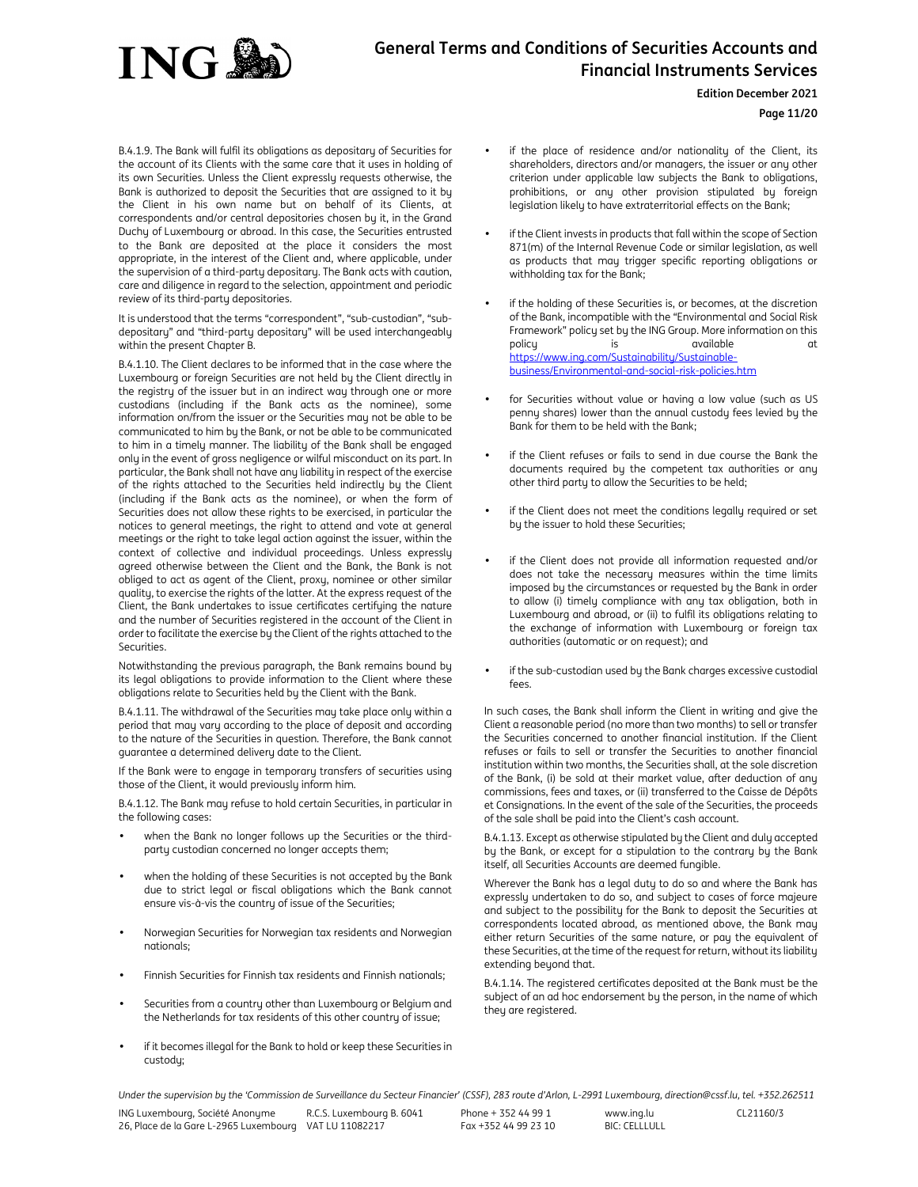B.4.1.9. The Bank will fulfil its obligations as depositary of Securities for the account of its Clients with the same care that it uses in holding of its own Securities. Unless the Client expressly requests otherwise, the Bank is authorized to deposit the Securities that are assigned to it by the Client in his own name but on behalf of its Clients, at correspondents and/or central depositories chosen by it, in the Grand Duchy of Luxembourg or abroad. In this case, the Securities entrusted to the Bank are deposited at the place it considers the most appropriate, in the interest of the Client and, where applicable, under the supervision of a third-party depositary. The Bank acts with caution, care and diligence in regard to the selection, appointment and periodic review of its third-party depositories.

It is understood that the terms "correspondent", "sub-custodian", "sub-depositary" and "third-party depositary" will be used interchangeably within the present Chapter B.

B.4.1.10. The Client declares to be informed that in the case where the Luxembourg or foreign Securities are not held by the Client directly in the registry of the issuer but in an indirect way through one or more custodians (including if the Bank acts as the nominee), some information on/from the issuer or the Securities may not be able to be communicated to him by the Bank, or not be able to be communicated to him in a timely manner. The liability of the Bank shall be engaged only in the event of gross negligence or wilful misconduct on its part. In particular, the Bank shall not have any liability in respect of the exercise of the rights attached to the Securities held indirectly by the Client (including if the Bank acts as the nominee), or when the form of Securities does not allow these rights to be exercised, in particular the notices to general meetings, the right to attend and vote at general meetings or the right to take legal action against the issuer, within the context of collective and individual proceedings. Unless expressly agreed otherwise between the Client and the Bank, the Bank is not obliged to act as agent of the Client, proxy, nominee or other similar quality, to exercise the rights of the latter. At the express request of the Client, the Bank undertakes to issue certificates certifying the nature and the number of Securities registered in the account of the Client in order to facilitate the exercise by the Client of the rights attached to the Securities.

Notwithstanding the previous paragraph, the Bank remains bound by its legal obligations to provide information to the Client where these obligations relate to Securities held by the Client with the Bank.

B.4.1.11. The withdrawal of the Securities may take place only within a period that may vary according to the place of deposit and according to the nature of the Securities in question. Therefore, the Bank cannot guarantee a determined delivery date to the Client.

If the Bank were to engage in temporary transfers of securities using those of the Client, it would previously inform him.

B.4.1.12. The Bank may refuse to hold certain Securities, in particular in the following cases:

- when the Bank no longer follows up the Securities or the third-party custodian concerned no longer accepts them;
- when the holding of these Securities is not accepted by the Bank due to strict legal or fiscal obligations which the Bank cannot ensure vis-à-vis the country of issue of the Securities;
- Norwegian Securities for Norwegian tax residents and Norwegian nationals;
- Finnish Securities for Finnish tax residents and Finnish nationals;
- Securities from a country other than Luxembourg or Belgium and the Netherlands for tax residents of this other country of issue;
- if it becomes illegal for the Bank to hold or keep these Securities in custody;
- if the place of residence and/or nationality of the Client, its shareholders, directors and/or managers, the issuer or any other criterion under applicable law subjects the Bank to obligations, prohibitions, or any other provision stipulated by foreign legislation likely to have extraterritorial effects on the Bank;
- if the Client invests in products that fall within the scope of Section 871(m) of the Internal Revenue Code or similar legislation, as well as products that may trigger specific reporting obligations or withholding tax for the Bank;
- if the holding of these Securities is, or becomes, at the discretion of the Bank, incompatible with the "Environmental and Social Risk Framework" policy set by the ING Group. More information on this policy is available at https://www.ing.com/Sustainability/Sustainable-business/Environmental-and-social-risk-policies.htm
- for Securities without value or having a low value (such as US penny shares) lower than the annual custody fees levied by the Bank for them to be held with the Bank;
- if the Client refuses or fails to send in due course the Bank the documents required by the competent tax authorities or any other third party to allow the Securities to be held;
- if the Client does not meet the conditions legally required or set by the issuer to hold these Securities;
- if the Client does not provide all information requested and/or does not take the necessary measures within the time limits imposed by the circumstances or requested by the Bank in order to allow (i) timely compliance with any tax obligation, both in Luxembourg and abroad, or (ii) to fulfil its obligations relating to the exchange of information with Luxembourg or foreign tax authorities (automatic or on request); and
- if the sub-custodian used by the Bank charges excessive custodial fees.

In such cases, the Bank shall inform the Client in writing and give the Client a reasonable period (no more than two months) to sell or transfer the Securities concerned to another financial institution. If the Client refuses or fails to sell or transfer the Securities to another financial institution within two months, the Securities shall, at the sole discretion of the Bank, (i) be sold at their market value, after deduction of any commissions, fees and taxes, or (ii) transferred to the Caisse de Dépôts et Consignations. In the event of the sale of the Securities, the proceeds of the sale shall be paid into the Client's cash account.

B.4.1.13. Except as otherwise stipulated by the Client and duly accepted by the Bank, or except for a stipulation to the contrary by the Bank itself, all Securities Accounts are deemed fungible.

Wherever the Bank has a legal duty to do so and where the Bank has expressly undertaken to do so, and subject to cases of force majeure and subject to the possibility for the Bank to deposit the Securities at correspondents located abroad, as mentioned above, the Bank may either return Securities of the same nature, or pay the equivalent of these Securities, at the time of the request for return, without its liability extending beyond that.

B.4.1.14. The registered certificates deposited at the Bank must be the subject of an ad hoc endorsement by the person, in the name of which they are registered.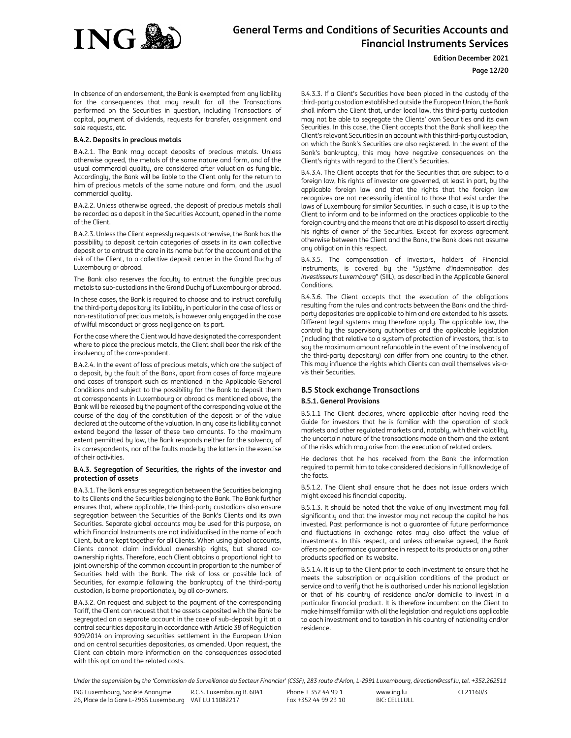In absence of an endorsement, the Bank is exempted from any liability for the consequences that may result for all the Transactions performed on the Securities in question, including Transactions of capital, payment of dividends, requests for transfer, assignment and sale requests, etc.

#### B.4.2. Deposits in precious metals

B.4.2.1. The Bank may accept deposits of precious metals. Unless otherwise agreed, the metals of the same nature and form, and of the usual commercial quality, are considered after valuation as fungible. Accordingly, the Bank will be liable to the Client only for the return to him of precious metals of the same nature and form, and the usual commercial quality.

B.4.2.2. Unless otherwise agreed, the deposit of precious metals shall be recorded as a deposit in the Securities Account, opened in the name of the Client.

B.4.2.3. Unless the Client expressly requests otherwise, the Bank has the possibility to deposit certain categories of assets in its own collective deposit or to entrust the care in its name but for the account and at the risk of the Client, to a collective deposit center in the Grand Duchy of Luxembourg or abroad.

The Bank also reserves the faculty to entrust the fungible precious metals to sub-custodians in the Grand Duchy of Luxembourg or abroad.

In these cases, the Bank is required to choose and to instruct carefully the third-party depositary; its liability, in particular in the case of loss or non-restitution of precious metals, is however only engaged in the case of wilful misconduct or gross negligence on its part.

For the case where the Client would have designated the correspondent where to place the precious metals, the Client shall bear the risk of the insolvency of the correspondent.

B.4.2.4. In the event of loss of precious metals, which are the subject of a deposit, by the fault of the Bank, apart from cases of force majeure and cases of transport such as mentioned in the Applicable General Conditions and subject to the possibility for the Bank to deposit them at correspondents in Luxembourg or abroad as mentioned above, the Bank will be released by the payment of the corresponding value at the course of the day of the constitution of the deposit or of the value declared at the outcome of the valuation. In any case its liability cannot extend beyond the lesser of these two amounts. To the maximum extent permitted by law, the Bank responds neither for the solvency of its correspondents, nor of the faults made by the latters in the exercise of their activities.

#### B.4.3. Segregation of Securities, the rights of the investor and protection of assets

B.4.3.1. The Bank ensures segregation between the Securities belonging to its Clients and the Securities belonging to the Bank. The Bank further ensures that, where applicable, the third-party custodians also ensure segregation between the Securities of the Bank's Clients and its own Securities. Separate global accounts may be used for this purpose, on which Financial Instruments are not individualised in the name of each Client, but are kept together for all Clients. When using global accounts, Clients cannot claim individual ownership rights, but shared co-ownership rights. Therefore, each Client obtains a proportional right to joint ownership of the common account in proportion to the number of Securities held with the Bank. The risk of loss or possible lack of Securities, for example following the bankruptcy of the third-party custodian, is borne proportionately by all co-owners.

B.4.3.2. On request and subject to the payment of the corresponding Tariff, the Client can request that the assets deposited with the Bank be segregated on a separate account in the case of sub-deposit by it at a central securities depositary in accordance with Article 38 of Regulation 909/2014 on improving securities settlement in the European Union and on central securities depositaries, as amended. Upon request, the Client can obtain more information on the consequences associated with this option and the related costs.

B.4.3.3. If a Client's Securities have been placed in the custody of the third-party custodian established outside the European Union, the Bank shall inform the Client that, under local law, this third-party custodian may not be able to segregate the Clients' own Securities and its own Securities. In this case, the Client accepts that the Bank shall keep the Client's relevant Securities in an account with this third-party custodian, on which the Bank's Securities are also registered. In the event of the Bank's bankruptcy, this may have negative consequences on the Client's rights with regard to the Client's Securities.

B.4.3.4. The Client accepts that for the Securities that are subject to a foreign law, his rights of investor are governed, at least in part, by the applicable foreign law and that the rights that the foreign law recognizes are not necessarily identical to those that exist under the laws of Luxembourg for similar Securities. In such a case, it is up to the Client to inform and to be informed on the practices applicable to the foreign country and the means that are at his disposal to assert directly his rights of owner of the Securities. Except for express agreement otherwise between the Client and the Bank, the Bank does not assume any obligation in this respect.

B.4.3.5. The compensation of investors, holders of Financial Instruments, is covered by the "*Système d'indemnisation des investisseurs Luxembourg*" (SIIL), as described in the Applicable General Conditions.

B.4.3.6. The Client accepts that the execution of the obligations resulting from the rules and contracts between the Bank and the third-party depositaries are applicable to him and are extended to his assets. Different legal systems may therefore apply. The applicable law, the control by the supervisory authorities and the applicable legislation (including that relative to a system of protection of investors, that is to say the maximum amount refundable in the event of the insolvency of the third-party depositary) can differ from one country to the other. This may influence the rights which Clients can avail themselves vis-a-vis their Securities.

### B.5 Stock exchange Transactions

#### B.5.1. General Provisions

B.5.1.1 The Client declares, where applicable after having read the Guide for investors that he is familiar with the operation of stock markets and other regulated markets and, notably, with their volatility, the uncertain nature of the transactions made on them and the extent of the risks which may arise from the execution of related orders.

He declares that he has received from the Bank the information required to permit him to take considered decisions in full knowledge of the facts.

B.5.1.2. The Client shall ensure that he does not issue orders which might exceed his financial capacity.

B.5.1.3. It should be noted that the value of any investment may fall significantly and that the investor may not recoup the capital he has invested. Past performance is not a guarantee of future performance and fluctuations in exchange rates may also affect the value of investments. In this respect, and unless otherwise agreed, the Bank offers no performance guarantee in respect to its products or any other products specified on its website.

B.5.1.4. It is up to the Client prior to each investment to ensure that he meets the subscription or acquisition conditions of the product or service and to verify that he is authorised under his national legislation or that of his country of residence and/or domicile to invest in a particular financial product. It is therefore incumbent on the Client to make himself familiar with all the legislation and regulations applicable to each investment and to taxation in his country of nationality and/or residence.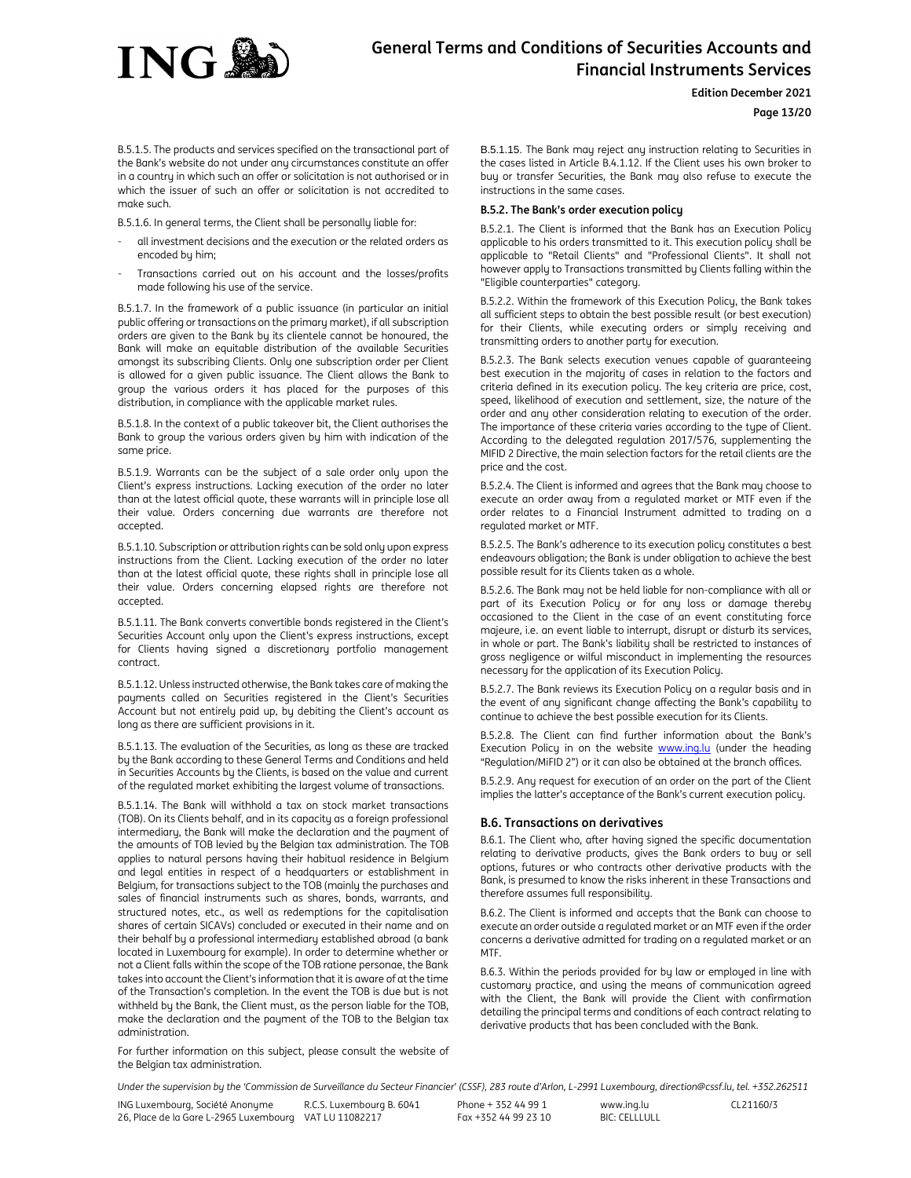B.5.1.5. The products and services specified on the transactional part of the Bank's website do not under any circumstances constitute an offer in a country in which such an offer or solicitation is not authorised or in which the issuer of such an offer or solicitation is not accredited to make such.

B.5.1.6. In general terms, the Client shall be personally liable for:

- all investment decisions and the execution or the related orders as encoded by him;
- Transactions carried out on his account and the losses/profits made following his use of the service.

B.5.1.7. In the framework of a public issuance (in particular an initial public offering or transactions on the primary market), if all subscription orders are given to the Bank by its clientele cannot be honoured, the Bank will make an equitable distribution of the available Securities amongst its subscribing Clients. Only one subscription order per Client is allowed for a given public issuance. The Client allows the Bank to group the various orders it has placed for the purposes of this distribution, in compliance with the applicable market rules.

B.5.1.8. In the context of a public takeover bit, the Client authorises the Bank to group the various orders given by him with indication of the same price.

B.5.1.9. Warrants can be the subject of a sale order only upon the Client's express instructions. Lacking execution of the order no later than at the latest official quote, these warrants will in principle lose all their value. Orders concerning due warrants are therefore not accepted.

B.5.1.10. Subscription or attribution rights can be sold only upon express instructions from the Client. Lacking execution of the order no later than at the latest official quote, these rights shall in principle lose all their value. Orders concerning elapsed rights are therefore not accepted.

B.5.1.11. The Bank converts convertible bonds registered in the Client's Securities Account only upon the Client's express instructions, except for Clients having signed a discretionary portfolio management contract.

B.5.1.12. Unless instructed otherwise, the Bank takes care of making the payments called on Securities registered in the Client's Securities Account but not entirely paid up, by debiting the Client's account as long as there are sufficient provisions in it.

B.5.1.13. The evaluation of the Securities, as long as these are tracked by the Bank according to these General Terms and Conditions and held in Securities Accounts by the Clients, is based on the value and current of the regulated market exhibiting the largest volume of transactions.

B.5.1.14. The Bank will withhold a tax on stock market transactions (TOB). On its Clients behalf, and in its capacity as a foreign professional intermediary, the Bank will make the declaration and the payment of the amounts of TOB levied by the Belgian tax administration. The TOB applies to natural persons having their habitual residence in Belgium and legal entities in respect of a headquarters or establishment in Belgium, for transactions subject to the TOB (mainly the purchases and sales of financial instruments such as shares, bonds, warrants, and structured notes, etc., as well as redemptions for the capitalisation shares of certain SICAVs) concluded or executed in their name and on their behalf by a professional intermediary established abroad (a bank located in Luxembourg for example). In order to determine whether or not a Client falls within the scope of the TOB ratione personae, the Bank takes into account the Client's information that it is aware of at the time of the Transaction's completion. In the event the TOB is due but is not withheld by the Bank, the Client must, as the person liable for the TOB, make the declaration and the payment of the TOB to the Belgian tax administration.

For further information on this subject, please consult the website of the Belgian tax administration.

B.5.1.15. The Bank may reject any instruction relating to Securities in the cases listed in Article B.4.1.12. If the Client uses his own broker to buy or transfer Securities, the Bank may also refuse to execute the instructions in the same cases.

**B.5.2. The Bank's order execution policy**

B.5.2.1. The Client is informed that the Bank has an Execution Policy applicable to his orders transmitted to it. This execution policy shall be applicable to "Retail Clients" and "Professional Clients". It shall not however apply to Transactions transmitted by Clients falling within the "Eligible counterparties" category.

B.5.2.2. Within the framework of this Execution Policy, the Bank takes all sufficient steps to obtain the best possible result (or best execution) for their Clients, while executing orders or simply receiving and transmitting orders to another party for execution.

B.5.2.3. The Bank selects execution venues capable of guaranteeing best execution in the majority of cases in relation to the factors and criteria defined in its execution policy. The key criteria are price, cost, speed, likelihood of execution and settlement, size, the nature of the order and any other consideration relating to execution of the order. The importance of these criteria varies according to the type of Client. According to the delegated regulation 2017/576, supplementing the MIFID 2 Directive, the main selection factors for the retail clients are the price and the cost.

B.5.2.4. The Client is informed and agrees that the Bank may choose to execute an order away from a regulated market or MTF even if the order relates to a Financial Instrument admitted to trading on a regulated market or MTF.

B.5.2.5. The Bank's adherence to its execution policy constitutes a best endeavours obligation; the Bank is under obligation to achieve the best possible result for its Clients taken as a whole.

B.5.2.6. The Bank may not be held liable for non-compliance with all or part of its Execution Policy or for any loss or damage thereby occasioned to the Client in the case of an event constituting force majeure, i.e. an event liable to interrupt, disrupt or disturb its services, in whole or part. The Bank's liability shall be restricted to instances of gross negligence or wilful misconduct in implementing the resources necessary for the application of its Execution Policy.

B.5.2.7. The Bank reviews its Execution Policy on a regular basis and in the event of any significant change affecting the Bank's capability to continue to achieve the best possible execution for its Clients.

B.5.2.8. The Client can find further information about the Bank's Execution Policy in on the website www.ing.lu (under the heading "Regulation/MiFID 2") or it can also be obtained at the branch offices.

B.5.2.9. Any request for execution of an order on the part of the Client implies the latter's acceptance of the Bank's current execution policy.

### B.6. Transactions on derivatives

B.6.1. The Client who, after having signed the specific documentation relating to derivative products, gives the Bank orders to buy or sell options, futures or who contracts other derivative products with the Bank, is presumed to know the risks inherent in these Transactions and therefore assumes full responsibility.

B.6.2. The Client is informed and accepts that the Bank can choose to execute an order outside a regulated market or an MTF even if the order concerns a derivative admitted for trading on a regulated market or an MTF.

B.6.3. Within the periods provided for by law or employed in line with customary practice, and using the means of communication agreed with the Client, the Bank will provide the Client with confirmation detailing the principal terms and conditions of each contract relating to derivative products that has been concluded with the Bank.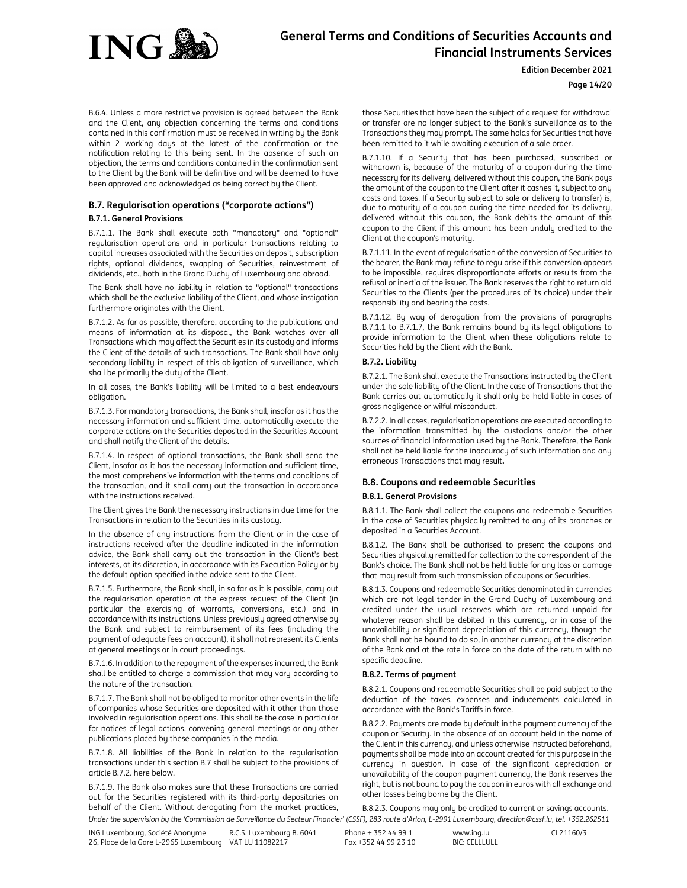B.6.4. Unless a more restrictive provision is agreed between the Bank and the Client, any objection concerning the terms and conditions contained in this confirmation must be received in writing by the Bank within 2 working days at the latest of the confirmation or the notification relating to this being sent. In the absence of such an objection, the terms and conditions contained in the confirmation sent to the Client by the Bank will be definitive and will be deemed to have been approved and acknowledged as being correct by the Client.

## B.7. Regularisation operations ("corporate actions")

### B.7.1. General Provisions

B.7.1.1. The Bank shall execute both "mandatory" and "optional" regularisation operations and in particular transactions relating to capital increases associated with the Securities on deposit, subscription rights, optional dividends, swapping of Securities, reinvestment of dividends, etc., both in the Grand Duchy of Luxembourg and abroad.

The Bank shall have no liability in relation to "optional" transactions which shall be the exclusive liability of the Client, and whose instigation furthermore originates with the Client.

B.7.1.2. As far as possible, therefore, according to the publications and means of information at its disposal, the Bank watches over all Transactions which may affect the Securities in its custody and informs the Client of the details of such transactions. The Bank shall have only secondary liability in respect of this obligation of surveillance, which shall be primarily the duty of the Client.

In all cases, the Bank's liability will be limited to a best endeavours obligation.

B.7.1.3. For mandatory transactions, the Bank shall, insofar as it has the necessary information and sufficient time, automatically execute the corporate actions on the Securities deposited in the Securities Account and shall notify the Client of the details.

B.7.1.4. In respect of optional transactions, the Bank shall send the Client, insofar as it has the necessary information and sufficient time, the most comprehensive information with the terms and conditions of the transaction, and it shall carry out the transaction in accordance with the instructions received.

The Client gives the Bank the necessary instructions in due time for the Transactions in relation to the Securities in its custody.

In the absence of any instructions from the Client or in the case of instructions received after the deadline indicated in the information advice, the Bank shall carry out the transaction in the Client's best interests, at its discretion, in accordance with its Execution Policy or by the default option specified in the advice sent to the Client.

B.7.1.5. Furthermore, the Bank shall, in so far as it is possible, carry out the regularisation operation at the express request of the Client (in particular the exercising of warrants, conversions, etc.) and in accordance with its instructions. Unless previously agreed otherwise by the Bank and subject to reimbursement of its fees (including the payment of adequate fees on account), it shall not represent its Clients at general meetings or in court proceedings.

B.7.1.6. In addition to the repayment of the expenses incurred, the Bank shall be entitled to charge a commission that may vary according to the nature of the transaction.

B.7.1.7. The Bank shall not be obliged to monitor other events in the life of companies whose Securities are deposited with it other than those involved in regularisation operations. This shall be the case in particular for notices of legal actions, convening general meetings or any other publications placed by these companies in the media.

B.7.1.8. All liabilities of the Bank in relation to the regularisation transactions under this section B.7 shall be subject to the provisions of article B.7.2. here below.

B.7.1.9. The Bank also makes sure that these Transactions are carried out for the Securities registered with its third-party depositaries on behalf of the Client. Without derogating from the market practices, those Securities that have been the subject of a request for withdrawal or transfer are no longer subject to the Bank's surveillance as to the Transactions they may prompt. The same holds for Securities that have been remitted to it while awaiting execution of a sale order.

B.7.1.10. If a Security that has been purchased, subscribed or withdrawn is, because of the maturity of a coupon during the time necessary for its delivery, delivered without this coupon, the Bank pays the amount of the coupon to the Client after it cashes it, subject to any costs and taxes. If a Security subject to sale or delivery (a transfer) is, due to maturity of a coupon during the time needed for its delivery, delivered without this coupon, the Bank debits the amount of this coupon to the Client if this amount has been unduly credited to the Client at the coupon's maturity.

B.7.1.11. In the event of regularisation of the conversion of Securities to the bearer, the Bank may refuse to regularise if this conversion appears to be impossible, requires disproportionate efforts or results from the refusal or inertia of the issuer. The Bank reserves the right to return old Securities to the Clients (per the procedures of its choice) under their responsibility and bearing the costs.

B.7.1.12. By way of derogation from the provisions of paragraphs B.7.1.1 to B.7.1.7, the Bank remains bound by its legal obligations to provide information to the Client when these obligations relate to Securities held by the Client with the Bank.

### B.7.2. Liability

B.7.2.1. The Bank shall execute the Transactions instructed by the Client under the sole liability of the Client. In the case of Transactions that the Bank carries out automatically it shall only be held liable in cases of gross negligence or wilful misconduct.

B.7.2.2. In all cases, regularisation operations are executed according to the information transmitted by the custodians and/or the other sources of financial information used by the Bank. Therefore, the Bank shall not be held liable for the inaccuracy of such information and any erroneous Transactions that may result.

## B.8. Coupons and redeemable Securities

### B.8.1. General Provisions

B.8.1.1. The Bank shall collect the coupons and redeemable Securities in the case of Securities physically remitted to any of its branches or deposited in a Securities Account.

B.8.1.2. The Bank shall be authorised to present the coupons and Securities physically remitted for collection to the correspondent of the Bank's choice. The Bank shall not be held liable for any loss or damage that may result from such transmission of coupons or Securities.

B.8.1.3. Coupons and redeemable Securities denominated in currencies which are not legal tender in the Grand Duchy of Luxembourg and credited under the usual reserves which are returned unpaid for whatever reason shall be debited in this currency, or in case of the unavailability or significant depreciation of this currency, though the Bank shall not be bound to do so, in another currency at the discretion of the Bank and at the rate in force on the date of the return with no specific deadline.

### B.8.2. Terms of payment

B.8.2.1. Coupons and redeemable Securities shall be paid subject to the deduction of the taxes, expenses and inducements calculated in accordance with the Bank's Tariffs in force.

B.8.2.2. Payments are made by default in the payment currency of the coupon or Security. In the absence of an account held in the name of the Client in this currency, and unless otherwise instructed beforehand, payments shall be made into an account created for this purpose in the currency in question. In case of the significant depreciation or unavailability of the coupon payment currency, the Bank reserves the right, but is not bound to pay the coupon in euros with all exchange and other losses being borne by the Client.

B.8.2.3. Coupons may only be credited to current or savings accounts.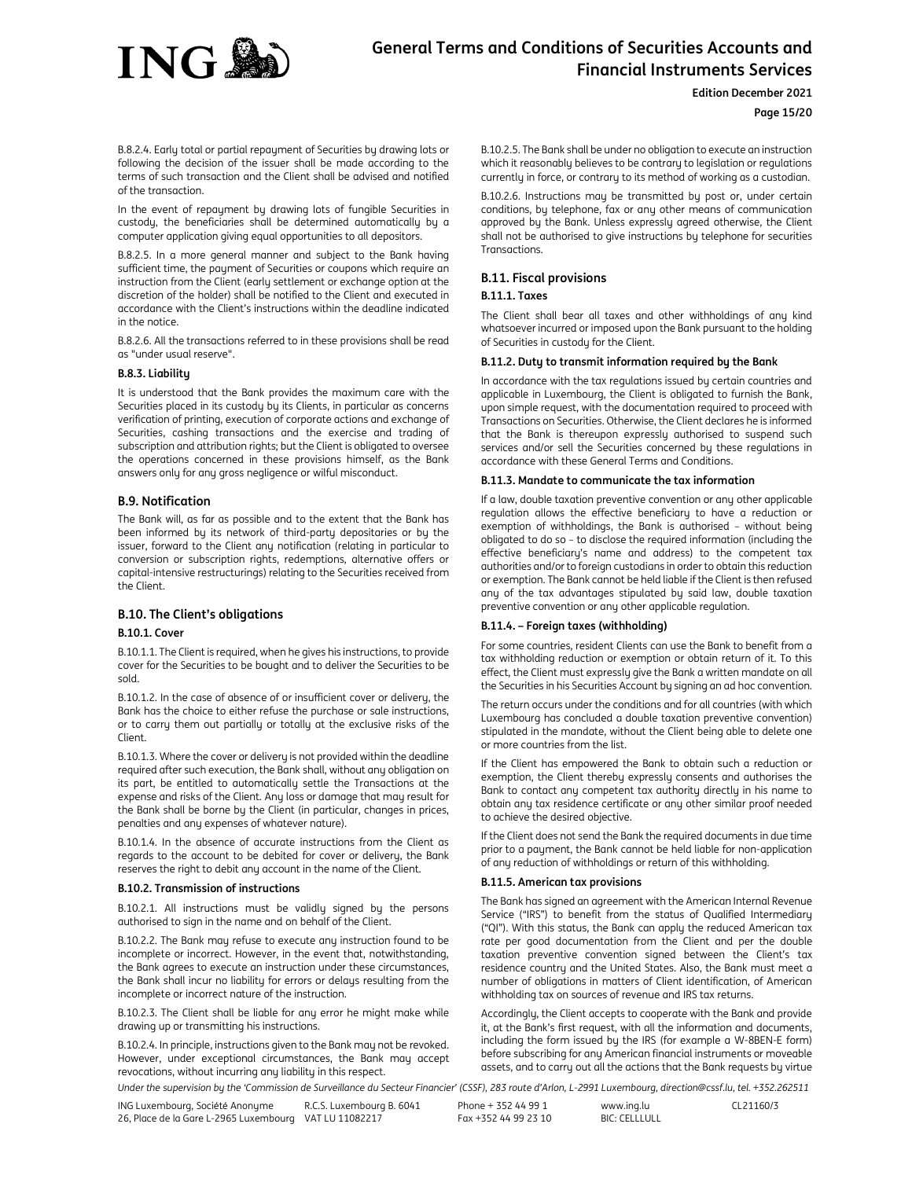B.8.2.4. Early total or partial repayment of Securities by drawing lots or following the decision of the issuer shall be made according to the terms of such transaction and the Client shall be advised and notified of the transaction.

In the event of repayment by drawing lots of fungible Securities in custody, the beneficiaries shall be determined automatically by a computer application giving equal opportunities to all depositors.

B.8.2.5. In a more general manner and subject to the Bank having sufficient time, the payment of Securities or coupons which require an instruction from the Client (early settlement or exchange option at the discretion of the holder) shall be notified to the Client and executed in accordance with the Client's instructions within the deadline indicated in the notice.

B.8.2.6. All the transactions referred to in these provisions shall be read as "under usual reserve".

#### B.8.3. Liability

It is understood that the Bank provides the maximum care with the Securities placed in its custody by its Clients, in particular as concerns verification of printing, execution of corporate actions and exchange of Securities, cashing transactions and the exercise and trading of subscription and attribution rights; but the Client is obligated to oversee the operations concerned in these provisions himself, as the Bank answers only for any gross negligence or wilful misconduct.

### B.9. Notification

The Bank will, as far as possible and to the extent that the Bank has been informed by its network of third-party depositaries or by the issuer, forward to the Client any notification (relating in particular to conversion or subscription rights, redemptions, alternative offers or capital-intensive restructurings) relating to the Securities received from the Client.

### B.10. The Client's obligations

#### B.10.1. Cover

B.10.1.1. The Client is required, when he gives his instructions, to provide cover for the Securities to be bought and to deliver the Securities to be sold.

B.10.1.2. In the case of absence of or insufficient cover or delivery, the Bank has the choice to either refuse the purchase or sale instructions, or to carry them out partially or totally at the exclusive risks of the Client.

B.10.1.3. Where the cover or delivery is not provided within the deadline required after such execution, the Bank shall, without any obligation on its part, be entitled to automatically settle the Transactions at the expense and risks of the Client. Any loss or damage that may result for the Bank shall be borne by the Client (in particular, changes in prices, penalties and any expenses of whatever nature).

B.10.1.4. In the absence of accurate instructions from the Client as regards to the account to be debited for cover or delivery, the Bank reserves the right to debit any account in the name of the Client.

#### B.10.2. Transmission of instructions

B.10.2.1. All instructions must be validly signed by the persons authorised to sign in the name and on behalf of the Client.

B.10.2.2. The Bank may refuse to execute any instruction found to be incomplete or incorrect. However, in the event that, notwithstanding, the Bank agrees to execute an instruction under these circumstances, the Bank shall incur no liability for errors or delays resulting from the incomplete or incorrect nature of the instruction.

B.10.2.3. The Client shall be liable for any error he might make while drawing up or transmitting his instructions.

B.10.2.4. In principle, instructions given to the Bank may not be revoked. However, under exceptional circumstances, the Bank may accept revocations, without incurring any liability in this respect.

B.10.2.5. The Bank shall be under no obligation to execute an instruction which it reasonably believes to be contrary to legislation or regulations currently in force, or contrary to its method of working as a custodian.

B.10.2.6. Instructions may be transmitted by post or, under certain conditions, by telephone, fax or any other means of communication approved by the Bank. Unless expressly agreed otherwise, the Client shall not be authorised to give instructions by telephone for securities Transactions.

### B.11. Fiscal provisions

#### B.11.1. Taxes

The Client shall bear all taxes and other withholdings of any kind whatsoever incurred or imposed upon the Bank pursuant to the holding of Securities in custody for the Client.

#### B.11.2. Duty to transmit information required by the Bank

In accordance with the tax regulations issued by certain countries and applicable in Luxembourg, the Client is obligated to furnish the Bank, upon simple request, with the documentation required to proceed with Transactions on Securities. Otherwise, the Client declares he is informed that the Bank is thereupon expressly authorised to suspend such services and/or sell the Securities concerned by these regulations in accordance with these General Terms and Conditions.

#### B.11.3. Mandate to communicate the tax information

If a law, double taxation preventive convention or any other applicable regulation allows the effective beneficiary to have a reduction or exemption of withholdings, the Bank is authorised – without being obligated to do so – to disclose the required information (including the effective beneficiary's name and address) to the competent tax authorities and/or to foreign custodians in order to obtain this reduction or exemption. The Bank cannot be held liable if the Client is then refused any of the tax advantages stipulated by said law, double taxation preventive convention or any other applicable regulation.

#### B.11.4. – Foreign taxes (withholding)

For some countries, resident Clients can use the Bank to benefit from a tax withholding reduction or exemption or obtain return of it. To this effect, the Client must expressly give the Bank a written mandate on all the Securities in his Securities Account by signing an ad hoc convention.

The return occurs under the conditions and for all countries (with which Luxembourg has concluded a double taxation preventive convention) stipulated in the mandate, without the Client being able to delete one or more countries from the list.

If the Client has empowered the Bank to obtain such a reduction or exemption, the Client thereby expressly consents and authorises the Bank to contact any competent tax authority directly in his name to obtain any tax residence certificate or any other similar proof needed to achieve the desired objective.

If the Client does not send the Bank the required documents in due time prior to a payment, the Bank cannot be held liable for non-application of any reduction of withholdings or return of this withholding.

#### B.11.5. American tax provisions

The Bank has signed an agreement with the American Internal Revenue Service ("IRS") to benefit from the status of Qualified Intermediary ("QI"). With this status, the Bank can apply the reduced American tax rate per good documentation from the Client and per the double taxation preventive convention signed between the Client's tax residence country and the United States. Also, the Bank must meet a number of obligations in matters of Client identification, of American withholding tax on sources of revenue and IRS tax returns.

Accordingly, the Client accepts to cooperate with the Bank and provide it, at the Bank's first request, with all the information and documents, including the form issued by the IRS (for example a W-8BEN-E form) before subscribing for any American financial instruments or moveable assets, and to carry out all the actions that the Bank requests by virtue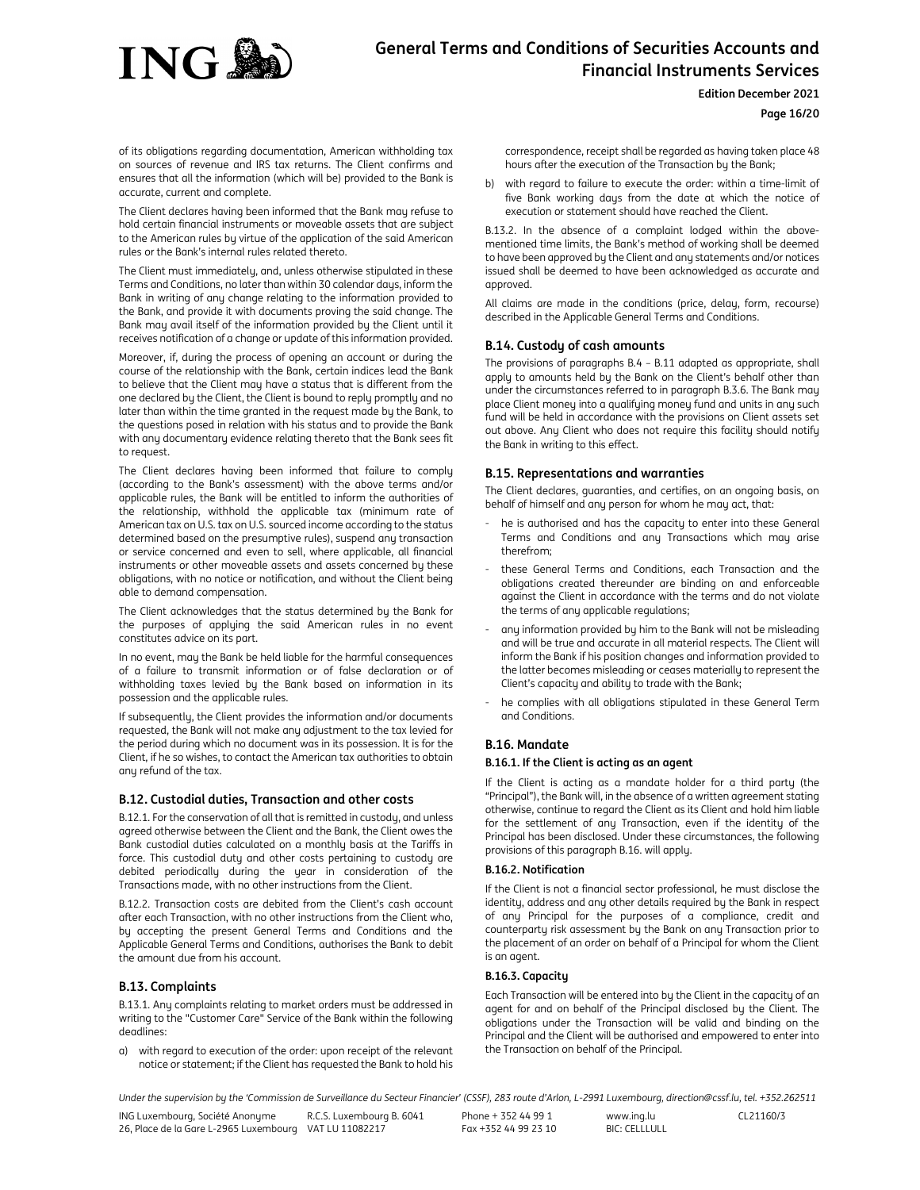of its obligations regarding documentation, American withholding tax on sources of revenue and IRS tax returns. The Client confirms and ensures that all the information (which will be) provided to the Bank is accurate, current and complete.

The Client declares having been informed that the Bank may refuse to hold certain financial instruments or moveable assets that are subject to the American rules by virtue of the application of the said American rules or the Bank's internal rules related thereto.

The Client must immediately, and, unless otherwise stipulated in these Terms and Conditions, no later than within 30 calendar days, inform the Bank in writing of any change relating to the information provided to the Bank, and provide it with documents proving the said change. The Bank may avail itself of the information provided by the Client until it receives notification of a change or update of this information provided.

Moreover, if, during the process of opening an account or during the course of the relationship with the Bank, certain indices lead the Bank to believe that the Client may have a status that is different from the one declared by the Client, the Client is bound to reply promptly and no later than within the time granted in the request made by the Bank, to the questions posed in relation with his status and to provide the Bank with any documentary evidence relating thereto that the Bank sees fit to request.

The Client declares having been informed that failure to comply (according to the Bank's assessment) with the above terms and/or applicable rules, the Bank will be entitled to inform the authorities of the relationship, withhold the applicable tax (minimum rate of American tax on U.S. tax on U.S. sourced income according to the status determined based on the presumptive rules), suspend any transaction or service concerned and even to sell, where applicable, all financial instruments or other moveable assets and assets concerned by these obligations, with no notice or notification, and without the Client being able to demand compensation.

The Client acknowledges that the status determined by the Bank for the purposes of applying the said American rules in no event constitutes advice on its part.

In no event, may the Bank be held liable for the harmful consequences of a failure to transmit information or of false declaration or of withholding taxes levied by the Bank based on information in its possession and the applicable rules.

If subsequently, the Client provides the information and/or documents requested, the Bank will not make any adjustment to the tax levied for the period during which no document was in its possession. It is for the Client, if he so wishes, to contact the American tax authorities to obtain any refund of the tax.

### B.12. Custodial duties, Transaction and other costs

B.12.1. For the conservation of all that is remitted in custody, and unless agreed otherwise between the Client and the Bank, the Client owes the Bank custodial duties calculated on a monthly basis at the Tariffs in force. This custodial duty and other costs pertaining to custody are debited periodically during the year in consideration of the Transactions made, with no other instructions from the Client.

B.12.2. Transaction costs are debited from the Client's cash account after each Transaction, with no other instructions from the Client who, by accepting the present General Terms and Conditions and the Applicable General Terms and Conditions, authorises the Bank to debit the amount due from his account.

### B.13. Complaints

B.13.1. Any complaints relating to market orders must be addressed in writing to the "Customer Care" Service of the Bank within the following deadlines:

a) with regard to execution of the order: upon receipt of the relevant notice or statement; if the Client has requested the Bank to hold his correspondence, receipt shall be regarded as having taken place 48 hours after the execution of the Transaction by the Bank;

b) with regard to failure to execute the order: within a time-limit of five Bank working days from the date at which the notice of execution or statement should have reached the Client.

B.13.2. In the absence of a complaint lodged within the above-mentioned time limits, the Bank's method of working shall be deemed to have been approved by the Client and any statements and/or notices issued shall be deemed to have been acknowledged as accurate and approved.

All claims are made in the conditions (price, delay, form, recourse) described in the Applicable General Terms and Conditions.

### B.14. Custody of cash amounts

The provisions of paragraphs B.4 – B.11 adapted as appropriate, shall apply to amounts held by the Bank on the Client's behalf other than under the circumstances referred to in paragraph B.3.6. The Bank may place Client money into a qualifying money fund and units in any such fund will be held in accordance with the provisions on Client assets set out above. Any Client who does not require this facility should notify the Bank in writing to this effect.

### B.15. Representations and warranties

The Client declares, guaranties, and certifies, on an ongoing basis, on behalf of himself and any person for whom he may act, that:

- he is authorised and has the capacity to enter into these General Terms and Conditions and any Transactions which may arise therefrom;
- these General Terms and Conditions, each Transaction and the obligations created thereunder are binding on and enforceable against the Client in accordance with the terms and do not violate the terms of any applicable regulations;
- any information provided by him to the Bank will not be misleading and will be true and accurate in all material respects. The Client will inform the Bank if his position changes and information provided to the latter becomes misleading or ceases materially to represent the Client's capacity and ability to trade with the Bank;
- he complies with all obligations stipulated in these General Term and Conditions.

### B.16. Mandate

#### B.16.1. If the Client is acting as an agent

If the Client is acting as a mandate holder for a third party (the "Principal"), the Bank will, in the absence of a written agreement stating otherwise, continue to regard the Client as its Client and hold him liable for the settlement of any Transaction, even if the identity of the Principal has been disclosed. Under these circumstances, the following provisions of this paragraph B.16. will apply.

#### B.16.2. Notification

If the Client is not a financial sector professional, he must disclose the identity, address and any other details required by the Bank in respect of any Principal for the purposes of a compliance, credit and counterparty risk assessment by the Bank on any Transaction prior to the placement of an order on behalf of a Principal for whom the Client is an agent.

#### B.16.3. Capacity

Each Transaction will be entered into by the Client in the capacity of an agent for and on behalf of the Principal disclosed by the Client. The obligations under the Transaction will be valid and binding on the Principal and the Client will be authorised and empowered to enter into the Transaction on behalf of the Principal.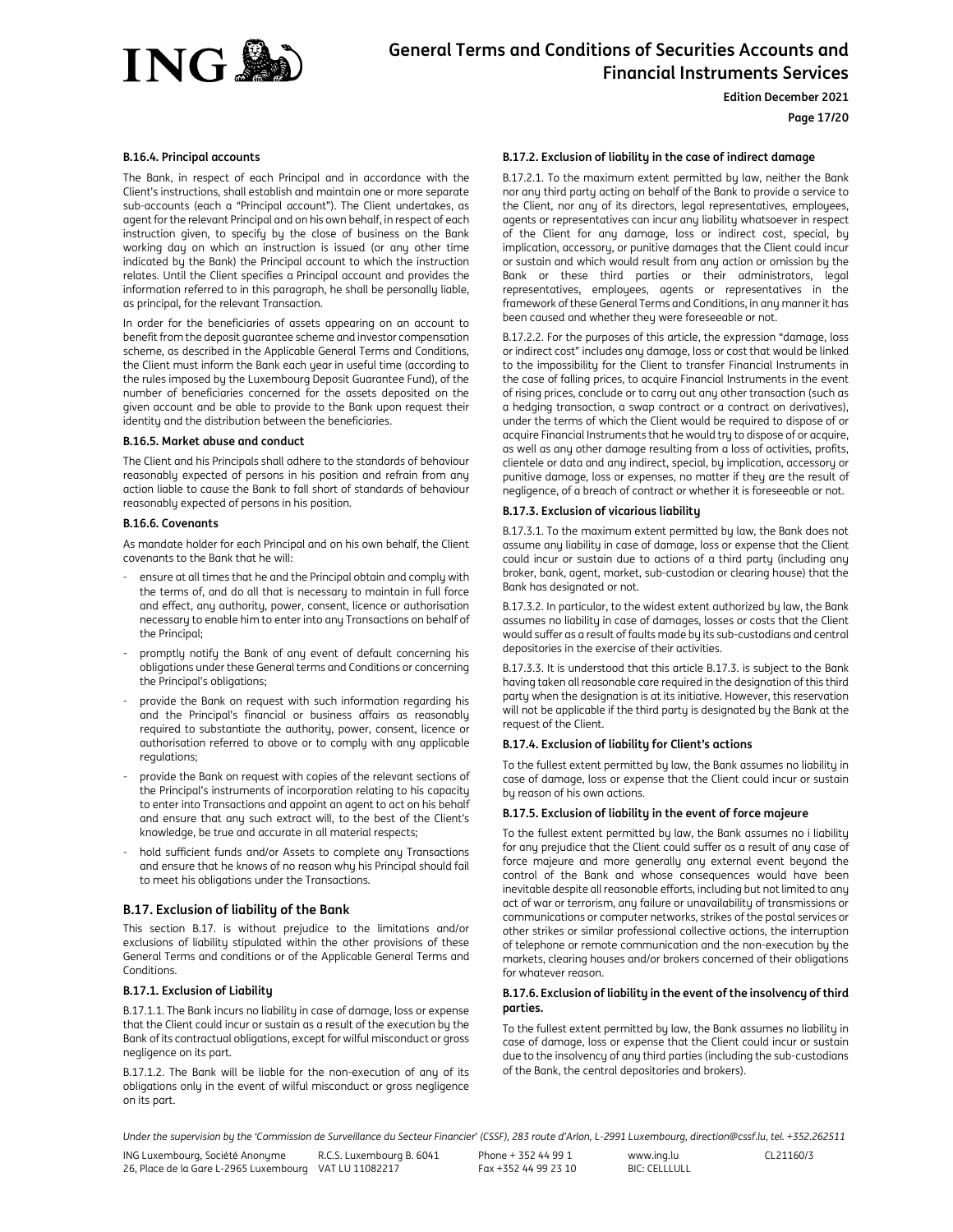#### B.16.4. Principal accounts

The Bank, in respect of each Principal and in accordance with the Client's instructions, shall establish and maintain one or more separate sub-accounts (each a "Principal account"). The Client undertakes, as agent for the relevant Principal and on his own behalf, in respect of each instruction given, to specify by the close of business on the Bank working day on which an instruction is issued (or any other time indicated by the Bank) the Principal account to which the instruction relates. Until the Client specifies a Principal account and provides the information referred to in this paragraph, he shall be personally liable, as principal, for the relevant Transaction.

In order for the beneficiaries of assets appearing on an account to benefit from the deposit guarantee scheme and investor compensation scheme, as described in the Applicable General Terms and Conditions, the Client must inform the Bank each year in useful time (according to the rules imposed by the Luxembourg Deposit Guarantee Fund), of the number of beneficiaries concerned for the assets deposited on the given account and be able to provide to the Bank upon request their identity and the distribution between the beneficiaries.

#### B.16.5. Market abuse and conduct

The Client and his Principals shall adhere to the standards of behaviour reasonably expected of persons in his position and refrain from any action liable to cause the Bank to fall short of standards of behaviour reasonably expected of persons in his position.

#### B.16.6. Covenants

As mandate holder for each Principal and on his own behalf, the Client covenants to the Bank that he will:

- ensure at all times that he and the Principal obtain and comply with the terms of, and do all that is necessary to maintain in full force and effect, any authority, power, consent, licence or authorisation necessary to enable him to enter into any Transactions on behalf of the Principal;
- promptly notify the Bank of any event of default concerning his obligations under these General terms and Conditions or concerning the Principal's obligations;
- provide the Bank on request with such information regarding his and the Principal's financial or business affairs as reasonably required to substantiate the authority, power, consent, licence or authorisation referred to above or to comply with any applicable regulations;
- provide the Bank on request with copies of the relevant sections of the Principal's instruments of incorporation relating to his capacity to enter into Transactions and appoint an agent to act on his behalf and ensure that any such extract will, to the best of the Client's knowledge, be true and accurate in all material respects;
- hold sufficient funds and/or Assets to complete any Transactions and ensure that he knows of no reason why his Principal should fail to meet his obligations under the Transactions.

### B.17. Exclusion of liability of the Bank

This section B.17. is without prejudice to the limitations and/or exclusions of liability stipulated within the other provisions of these General Terms and conditions or of the Applicable General Terms and Conditions.

#### B.17.1. Exclusion of Liability

B.17.1.1. The Bank incurs no liability in case of damage, loss or expense that the Client could incur or sustain as a result of the execution by the Bank of its contractual obligations, except for wilful misconduct or gross negligence on its part.

B.17.1.2. The Bank will be liable for the non-execution of any of its obligations only in the event of wilful misconduct or gross negligence on its part.

#### B.17.2. Exclusion of liability in the case of indirect damage

B.17.2.1. To the maximum extent permitted by law, neither the Bank nor any third party acting on behalf of the Bank to provide a service to the Client, nor any of its directors, legal representatives, employees, agents or representatives can incur any liability whatsoever in respect of the Client for any damage, loss or indirect cost, special, by implication, accessory, or punitive damages that the Client could incur or sustain and which would result from any action or omission by the Bank or these third parties or their administrators, legal representatives, employees, agents or representatives in the framework of these General Terms and Conditions, in any manner it has been caused and whether they were foreseeable or not.

B.17.2.2. For the purposes of this article, the expression "damage, loss or indirect cost" includes any damage, loss or cost that would be linked to the impossibility for the Client to transfer Financial Instruments in the case of falling prices, to acquire Financial Instruments in the event of rising prices, conclude or to carry out any other transaction (such as a hedging transaction, a swap contract or a contract on derivatives), under the terms of which the Client would be required to dispose of or acquire Financial Instruments that he would try to dispose of or acquire, as well as any other damage resulting from a loss of activities, profits, clientele or data and any indirect, special, by implication, accessory or punitive damage, loss or expenses, no matter if they are the result of negligence, of a breach of contract or whether it is foreseeable or not.

#### B.17.3. Exclusion of vicarious liability

B.17.3.1. To the maximum extent permitted by law, the Bank does not assume any liability in case of damage, loss or expense that the Client could incur or sustain due to actions of a third party (including any broker, bank, agent, market, sub-custodian or clearing house) that the Bank has designated or not.

B.17.3.2. In particular, to the widest extent authorized by law, the Bank assumes no liability in case of damages, losses or costs that the Client would suffer as a result of faults made by its sub-custodians and central depositories in the exercise of their activities.

B.17.3.3. It is understood that this article B.17.3. is subject to the Bank having taken all reasonable care required in the designation of this third party when the designation is at its initiative. However, this reservation will not be applicable if the third party is designated by the Bank at the request of the Client.

#### B.17.4. Exclusion of liability for Client's actions

To the fullest extent permitted by law, the Bank assumes no liability in case of damage, loss or expense that the Client could incur or sustain by reason of his own actions.

#### B.17.5. Exclusion of liability in the event of force majeure

To the fullest extent permitted by law, the Bank assumes no i liability for any prejudice that the Client could suffer as a result of any case of force majeure and more generally any external event beyond the control of the Bank and whose consequences would have been inevitable despite all reasonable efforts, including but not limited to any act of war or terrorism, any failure or unavailability of transmissions or communications or computer networks, strikes of the postal services or other strikes or similar professional collective actions, the interruption of telephone or remote communication and the non-execution by the markets, clearing houses and/or brokers concerned of their obligations for whatever reason.

#### B.17.6. Exclusion of liability in the event of the insolvency of third parties.

To the fullest extent permitted by law, the Bank assumes no liability in case of damage, loss or expense that the Client could incur or sustain due to the insolvency of any third parties (including the sub-custodians of the Bank, the central depositories and brokers).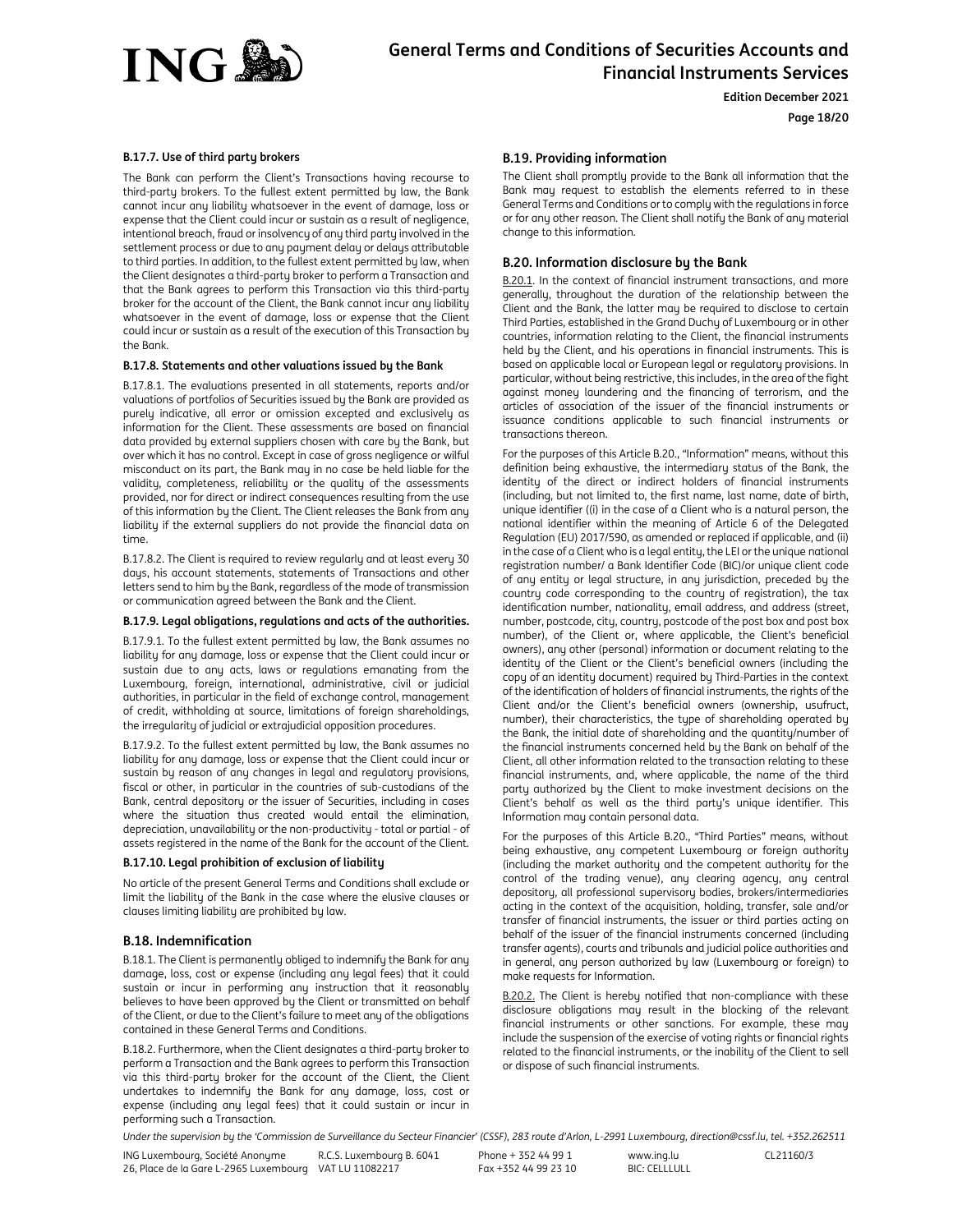#### B.17.7. Use of third party brokers

The Bank can perform the Client's Transactions having recourse to third-party brokers. To the fullest extent permitted by law, the Bank cannot incur any liability whatsoever in the event of damage, loss or expense that the Client could incur or sustain as a result of negligence, intentional breach, fraud or insolvency of any third party involved in the settlement process or due to any payment delay or delays attributable to third parties. In addition, to the fullest extent permitted by law, when the Client designates a third-party broker to perform a Transaction and that the Bank agrees to perform this Transaction via this third-party broker for the account of the Client, the Bank cannot incur any liability whatsoever in the event of damage, loss or expense that the Client could incur or sustain as a result of the execution of this Transaction by the Bank.

#### B.17.8. Statements and other valuations issued by the Bank

B.17.8.1. The evaluations presented in all statements, reports and/or valuations of portfolios of Securities issued by the Bank are provided as purely indicative, all error or omission excepted and exclusively as information for the Client. These assessments are based on financial data provided by external suppliers chosen with care by the Bank, but over which it has no control. Except in case of gross negligence or wilful misconduct on its part, the Bank may in no case be held liable for the validity, completeness, reliability or the quality of the assessments provided, nor for direct or indirect consequences resulting from the use of this information by the Client. The Client releases the Bank from any liability if the external suppliers do not provide the financial data on time.

B.17.8.2. The Client is required to review regularly and at least every 30 days, his account statements, statements of Transactions and other letters send to him by the Bank, regardless of the mode of transmission or communication agreed between the Bank and the Client.

#### B.17.9. Legal obligations, regulations and acts of the authorities.

B.17.9.1. To the fullest extent permitted by law, the Bank assumes no liability for any damage, loss or expense that the Client could incur or sustain due to any acts, laws or regulations emanating from the Luxembourg, foreign, international, administrative, civil or judicial authorities, in particular in the field of exchange control, management of credit, withholding at source, limitations of foreign shareholdings, the irregularity of judicial or extrajudicial opposition procedures.

B.17.9.2. To the fullest extent permitted by law, the Bank assumes no liability for any damage, loss or expense that the Client could incur or sustain by reason of any changes in legal and regulatory provisions, fiscal or other, in particular in the countries of sub-custodians of the Bank, central depository or the issuer of Securities, including in cases where the situation thus created would entail the elimination, depreciation, unavailability or the non-productivity - total or partial - of assets registered in the name of the Bank for the account of the Client.

#### B.17.10. Legal prohibition of exclusion of liability

No article of the present General Terms and Conditions shall exclude or limit the liability of the Bank in the case where the elusive clauses or clauses limiting liability are prohibited by law.

### B.18. Indemnification

B.18.1. The Client is permanently obliged to indemnify the Bank for any damage, loss, cost or expense (including any legal fees) that it could sustain or incur in performing any instruction that it reasonably believes to have been approved by the Client or transmitted on behalf of the Client, or due to the Client's failure to meet any of the obligations contained in these General Terms and Conditions.

B.18.2. Furthermore, when the Client designates a third-party broker to perform a Transaction and the Bank agrees to perform this Transaction via this third-party broker for the account of the Client, the Client undertakes to indemnify the Bank for any damage, loss, cost or expense (including any legal fees) that it could sustain or incur in performing such a Transaction.

### B.19. Providing information

The Client shall promptly provide to the Bank all information that the Bank may request to establish the elements referred to in these General Terms and Conditions or to comply with the regulations in force or for any other reason. The Client shall notify the Bank of any material change to this information.

### B.20. Information disclosure by the Bank

B.20.1. In the context of financial instrument transactions, and more generally, throughout the duration of the relationship between the Client and the Bank, the latter may be required to disclose to certain Third Parties, established in the Grand Duchy of Luxembourg or in other countries, information relating to the Client, the financial instruments held by the Client, and his operations in financial instruments. This is based on applicable local or European legal or regulatory provisions. In particular, without being restrictive, this includes, in the area of the fight against money laundering and the financing of terrorism, and the articles of association of the issuer of the financial instruments or issuance conditions applicable to such financial instruments or transactions thereon.

For the purposes of this Article B.20., "Information" means, without this definition being exhaustive, the intermediary status of the Bank, the identity of the direct or indirect holders of financial instruments (including, but not limited to, the first name, last name, date of birth, unique identifier ((i) in the case of a Client who is a natural person, the national identifier within the meaning of Article 6 of the Delegated Regulation (EU) 2017/590, as amended or replaced if applicable, and (ii) in the case of a Client who is a legal entity, the LEI or the unique national registration number/ a Bank Identifier Code (BIC)/or unique client code of any entity or legal structure, in any jurisdiction, preceded by the country code corresponding to the country of registration), the tax identification number, nationality, email address, and address (street, number, postcode, city, country, postcode of the post box and post box number), of the Client or, where applicable, the Client's beneficial owners), any other (personal) information or document relating to the identity of the Client or the Client's beneficial owners (including the copy of an identity document) required by Third-Parties in the context of the identification of holders of financial instruments, the rights of the Client and/or the Client's beneficial owners (ownership, usufruct, number), their characteristics, the type of shareholding operated by the Bank, the initial date of shareholding and the quantity/number of the financial instruments concerned held by the Bank on behalf of the Client, all other information related to the transaction relating to these financial instruments, and, where applicable, the name of the third party authorized by the Client to make investment decisions on the Client's behalf as well as the third party's unique identifier. This Information may contain personal data.

For the purposes of this Article B.20., "Third Parties" means, without being exhaustive, any competent Luxembourg or foreign authority (including the market authority and the competent authority for the control of the trading venue), any clearing agency, any central depository, all professional supervisory bodies, brokers/intermediaries acting in the context of the acquisition, holding, transfer, sale and/or transfer of financial instruments, the issuer or third parties acting on behalf of the issuer of the financial instruments concerned (including transfer agents), courts and tribunals and judicial police authorities and in general, any person authorized by law (Luxembourg or foreign) to make requests for Information.

B.20.2. The Client is hereby notified that non-compliance with these disclosure obligations may result in the blocking of the relevant financial instruments or other sanctions. For example, these may include the suspension of the exercise of voting rights or financial rights related to the financial instruments, or the inability of the Client to sell or dispose of such financial instruments.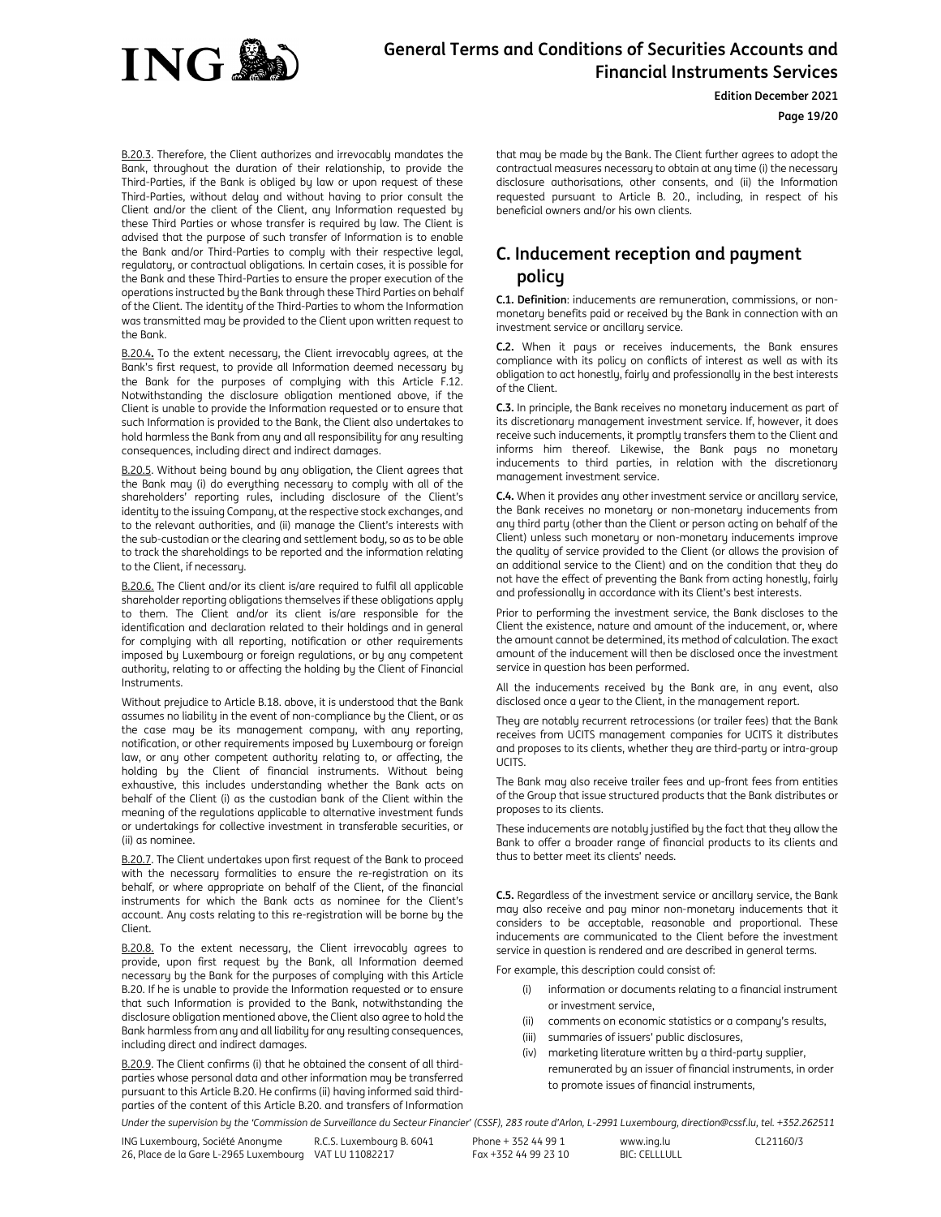B.20.3. Therefore, the Client authorizes and irrevocably mandates the Bank, throughout the duration of their relationship, to provide the Third-Parties, if the Bank is obliged by law or upon request of these Third-Parties, without delay and without having to prior consult the Client and/or the client of the Client, any Information requested by these Third Parties or whose transfer is required by law. The Client is advised that the purpose of such transfer of Information is to enable the Bank and/or Third-Parties to comply with their respective legal, regulatory, or contractual obligations. In certain cases, it is possible for the Bank and these Third-Parties to ensure the proper execution of the operations instructed by the Bank through these Third Parties on behalf of the Client. The identity of the Third-Parties to whom the Information was transmitted may be provided to the Client upon written request to the Bank.

B.20.4. To the extent necessary, the Client irrevocably agrees, at the Bank's first request, to provide all Information deemed necessary by the Bank for the purposes of complying with this Article F.12. Notwithstanding the disclosure obligation mentioned above, if the Client is unable to provide the Information requested or to ensure that such Information is provided to the Bank, the Client also undertakes to hold harmless the Bank from any and all responsibility for any resulting consequences, including direct and indirect damages.

B.20.5. Without being bound by any obligation, the Client agrees that the Bank may (i) do everything necessary to comply with all of the shareholders' reporting rules, including disclosure of the Client's identity to the issuing Company, at the respective stock exchanges, and to the relevant authorities, and (ii) manage the Client's interests with the sub-custodian or the clearing and settlement body, so as to be able to track the shareholdings to be reported and the information relating to the Client, if necessary.

B.20.6. The Client and/or its client is/are required to fulfil all applicable shareholder reporting obligations themselves if these obligations apply to them. The Client and/or its client is/are responsible for the identification and declaration related to their holdings and in general for complying with all reporting, notification or other requirements imposed by Luxembourg or foreign regulations, or by any competent authority, relating to or affecting the holding by the Client of Financial Instruments.

Without prejudice to Article B.18. above, it is understood that the Bank assumes no liability in the event of non-compliance by the Client, or as the case may be its management company, with any reporting, notification, or other requirements imposed by Luxembourg or foreign law, or any other competent authority relating to, or affecting, the holding by the Client of financial instruments. Without being exhaustive, this includes understanding whether the Bank acts on behalf of the Client (i) as the custodian bank of the Client within the meaning of the regulations applicable to alternative investment funds or undertakings for collective investment in transferable securities, or (ii) as nominee.

B.20.7. The Client undertakes upon first request of the Bank to proceed with the necessary formalities to ensure the re-registration on its behalf, or where appropriate on behalf of the Client, of the financial instruments for which the Bank acts as nominee for the Client's account. Any costs relating to this re-registration will be borne by the Client.

B.20.8. To the extent necessary, the Client irrevocably agrees to provide, upon first request by the Bank, all Information deemed necessary by the Bank for the purposes of complying with this Article B.20. If he is unable to provide the Information requested or to ensure that such Information is provided to the Bank, notwithstanding the disclosure obligation mentioned above, the Client also agree to hold the Bank harmless from any and all liability for any resulting consequences, including direct and indirect damages.

B.20.9. The Client confirms (i) that he obtained the consent of all third-parties whose personal data and other information may be transferred pursuant to this Article B.20. He confirms (ii) having informed said third-parties of the content of this Article B.20. and transfers of Information that may be made by the Bank. The Client further agrees to adopt the contractual measures necessary to obtain at any time (i) the necessary disclosure authorisations, other consents, and (ii) the Information requested pursuant to Article B. 20., including, in respect of his beneficial owners and/or his own clients.

## C. Inducement reception and payment policy

**C.1. Definition**: inducements are remuneration, commissions, or non-monetary benefits paid or received by the Bank in connection with an investment service or ancillary service.

**C.2.** When it pays or receives inducements, the Bank ensures compliance with its policy on conflicts of interest as well as with its obligation to act honestly, fairly and professionally in the best interests of the Client.

**C.3.** In principle, the Bank receives no monetary inducement as part of its discretionary management investment service. If, however, it does receive such inducements, it promptly transfers them to the Client and informs him thereof. Likewise, the Bank pays no monetary inducements to third parties, in relation with the discretionary management investment service.

**C.4.** When it provides any other investment service or ancillary service, the Bank receives no monetary or non-monetary inducements from any third party (other than the Client or person acting on behalf of the Client) unless such monetary or non-monetary inducements improve the quality of service provided to the Client (or allows the provision of an additional service to the Client) and on the condition that they do not have the effect of preventing the Bank from acting honestly, fairly and professionally in accordance with its Client's best interests.

Prior to performing the investment service, the Bank discloses to the Client the existence, nature and amount of the inducement, or, where the amount cannot be determined, its method of calculation. The exact amount of the inducement will then be disclosed once the investment service in question has been performed.

All the inducements received by the Bank are, in any event, also disclosed once a year to the Client, in the management report.

They are notably recurrent retrocessions (or trailer fees) that the Bank receives from UCITS management companies for UCITS it distributes and proposes to its clients, whether they are third-party or intra-group UCITS.

The Bank may also receive trailer fees and up-front fees from entities of the Group that issue structured products that the Bank distributes or proposes to its clients.

These inducements are notably justified by the fact that they allow the Bank to offer a broader range of financial products to its clients and thus to better meet its clients' needs.

**C.5.** Regardless of the investment service or ancillary service, the Bank may also receive and pay minor non-monetary inducements that it considers to be acceptable, reasonable and proportional. These inducements are communicated to the Client before the investment service in question is rendered and are described in general terms.

For example, this description could consist of:

(i) information or documents relating to a financial instrument or investment service,

(ii) comments on economic statistics or a company's results,

(iii) summaries of issuers' public disclosures,

(iv) marketing literature written by a third-party supplier, remunerated by an issuer of financial instruments, in order to promote issues of financial instruments,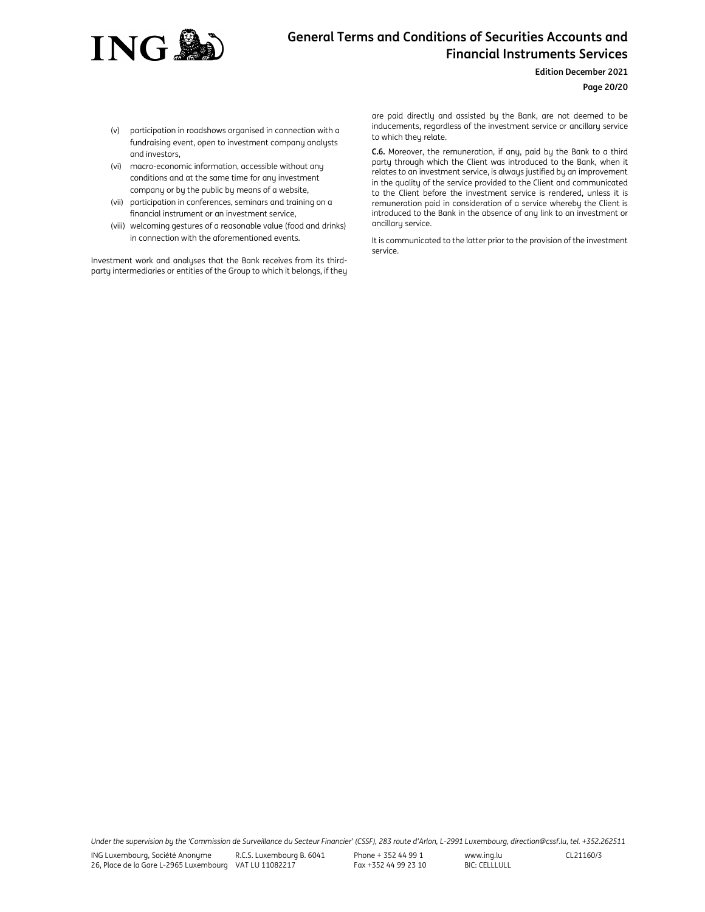(v) participation in roadshows organised in connection with a fundraising event, open to investment company analysts and investors,

(vi) macro-economic information, accessible without any conditions and at the same time for any investment company or by the public by means of a website,

(vii) participation in conferences, seminars and training on a financial instrument or an investment service,

(viii) welcoming gestures of a reasonable value (food and drinks) in connection with the aforementioned events.

Investment work and analyses that the Bank receives from its third-party intermediaries or entities of the Group to which it belongs, if they are paid directly and assisted by the Bank, are not deemed to be inducements, regardless of the investment service or ancillary service to which they relate.

**C.6.** Moreover, the remuneration, if any, paid by the Bank to a third party through which the Client was introduced to the Bank, when it relates to an investment service, is always justified by an improvement in the quality of the service provided to the Client and communicated to the Client before the investment service is rendered, unless it is remuneration paid in consideration of a service whereby the Client is introduced to the Bank in the absence of any link to an investment or ancillary service.

It is communicated to the latter prior to the provision of the investment service.